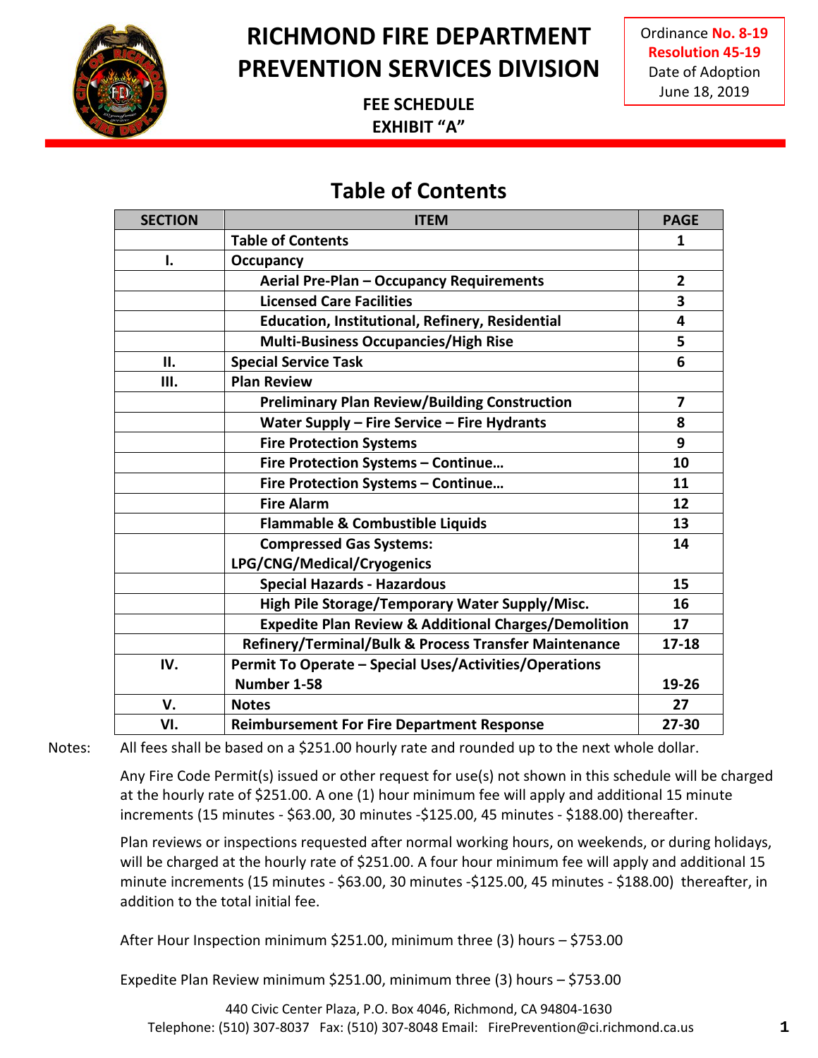# RICHMOND FIRE DEPARTMENT PREVENTION SERVICES DIVISION

**FEE SCHEDULE**
**EXHIBIT "A"**

Ordinance **No. 8-19**
**Resolution 45-19**
Date of Adoption
June 18, 2019

## Table of Contents

| SECTION | ITEM | PAGE |
|---|---|---|
| | **Table of Contents** | **1** |
| **I.** | **Occupancy** | |
| | **Aerial Pre-Plan – Occupancy Requirements** | **2** |
| | **Licensed Care Facilities** | **3** |
| | **Education, Institutional, Refinery, Residential** | **4** |
| | **Multi-Business Occupancies/High Rise** | **5** |
| **II.** | **Special Service Task** | **6** |
| **III.** | **Plan Review** | |
| | **Preliminary Plan Review/Building Construction** | **7** |
| | **Water Supply – Fire Service – Fire Hydrants** | **8** |
| | **Fire Protection Systems** | **9** |
| | **Fire Protection Systems – Continue…** | **10** |
| | **Fire Protection Systems – Continue…** | **11** |
| | **Fire Alarm** | **12** |
| | **Flammable & Combustible Liquids** | **13** |
| | **Compressed Gas Systems: LPG/CNG/Medical/Cryogenics** | **14** |
| | **Special Hazards - Hazardous** | **15** |
| | **High Pile Storage/Temporary Water Supply/Misc.** | **16** |
| | **Expedite Plan Review & Additional Charges/Demolition** | **17** |
| | **Refinery/Terminal/Bulk & Process Transfer Maintenance** | **17-18** |
| **IV.** | **Permit To Operate – Special Uses/Activities/Operations Number 1-58** | **19-26** |
| **V.** | **Notes** | **27** |
| **VI.** | **Reimbursement For Fire Department Response** | **27-30** |

Notes: All fees shall be based on a $251.00 hourly rate and rounded up to the next whole dollar.

Any Fire Code Permit(s) issued or other request for use(s) not shown in this schedule will be charged at the hourly rate of $251.00. A one (1) hour minimum fee will apply and additional 15 minute increments (15 minutes - $63.00, 30 minutes -$125.00, 45 minutes - $188.00) thereafter.

Plan reviews or inspections requested after normal working hours, on weekends, or during holidays, will be charged at the hourly rate of $251.00. A four hour minimum fee will apply and additional 15 minute increments (15 minutes - $63.00, 30 minutes -$125.00, 45 minutes - $188.00) thereafter, in addition to the total initial fee.

After Hour Inspection minimum $251.00, minimum three (3) hours – $753.00

Expedite Plan Review minimum $251.00, minimum three (3) hours – $753.00

440 Civic Center Plaza, P.O. Box 4046, Richmond, CA 94804-1630
Telephone: (510) 307-8037 Fax: (510) 307-8048 Email: FirePrevention@ci.richmond.ca.us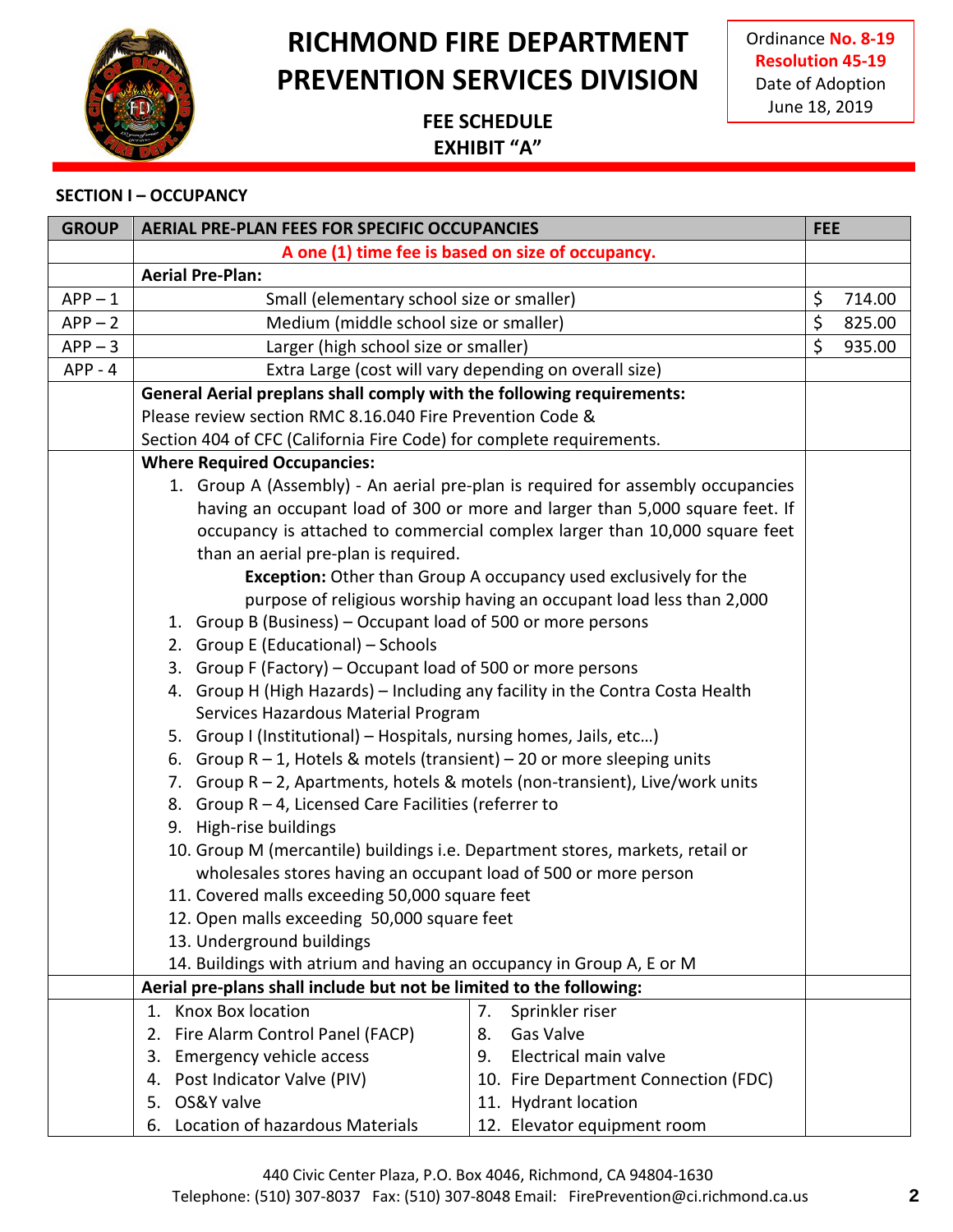# RICHMOND FIRE DEPARTMENT PREVENTION SERVICES DIVISION

## FEE SCHEDULE EXHIBIT "A"

Ordinance **No. 8-19**
**Resolution 45-19**
Date of Adoption
June 18, 2019

### SECTION I – OCCUPANCY

| GROUP | AERIAL PRE-PLAN FEES FOR SPECIFIC OCCUPANCIES | | FEE |
|---|---|---|---|
| | **A one (1) time fee is based on size of occupancy.** | | |
| | **Aerial Pre-Plan:** | | |
| APP – 1 | Small (elementary school size or smaller) | | $ 714.00 |
| APP – 2 | Medium (middle school size or smaller) | | $ 825.00 |
| APP – 3 | Larger (high school size or smaller) | | $ 935.00 |
| APP - 4 | Extra Large (cost will vary depending on overall size) | | |
| | **General Aerial preplans shall comply with the following requirements:** Please review section RMC 8.16.040 Fire Prevention Code & Section 404 of CFC (California Fire Code) for complete requirements. | | |
| | **Where Required Occupancies:**<br>1. Group A (Assembly) - An aerial pre-plan is required for assembly occupancies having an occupant load of 300 or more and larger than 5,000 square feet. If occupancy is attached to commercial complex larger than 10,000 square feet than an aerial pre-plan is required.<br>**Exception:** Other than Group A occupancy used exclusively for the purpose of religious worship having an occupant load less than 2,000<br>1. Group B (Business) – Occupant load of 500 or more persons<br>2. Group E (Educational) – Schools<br>3. Group F (Factory) – Occupant load of 500 or more persons<br>4. Group H (High Hazards) – Including any facility in the Contra Costa Health Services Hazardous Material Program<br>5. Group I (Institutional) – Hospitals, nursing homes, Jails, etc…)<br>6. Group R – 1, Hotels & motels (transient) – 20 or more sleeping units<br>7. Group R – 2, Apartments, hotels & motels (non-transient), Live/work units<br>8. Group R – 4, Licensed Care Facilities (referrer to<br>9. High-rise buildings<br>10. Group M (mercantile) buildings i.e. Department stores, markets, retail or wholesales stores having an occupant load of 500 or more person<br>11. Covered malls exceeding 50,000 square feet<br>12. Open malls exceeding 50,000 square feet<br>13. Underground buildings<br>14. Buildings with atrium and having an occupancy in Group A, E or M | | |
| | **Aerial pre-plans shall include but not be limited to the following:** | | |
| | 1. Knox Box location<br>2. Fire Alarm Control Panel (FACP)<br>3. Emergency vehicle access<br>4. Post Indicator Valve (PIV)<br>5. OS&Y valve<br>6. Location of hazardous Materials | 7. Sprinkler riser<br>8. Gas Valve<br>9. Electrical main valve<br>10. Fire Department Connection (FDC)<br>11. Hydrant location<br>12. Elevator equipment room | |

440 Civic Center Plaza, P.O. Box 4046, Richmond, CA 94804-1630
Telephone: (510) 307-8037 Fax: (510) 307-8048 Email: FirePrevention@ci.richmond.ca.us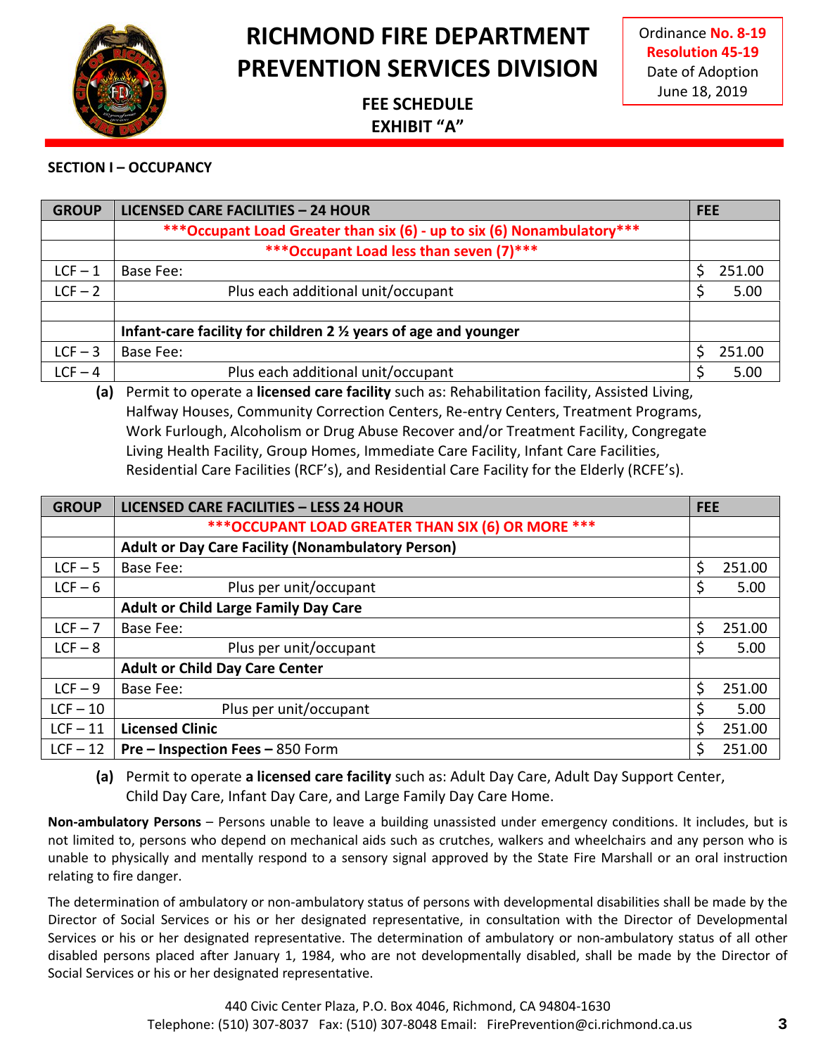# RICHMOND FIRE DEPARTMENT PREVENTION SERVICES DIVISION

**FEE SCHEDULE**
**EXHIBIT "A"**

Ordinance **No. 8-19**
**Resolution 45-19**
Date of Adoption
June 18, 2019

## SECTION I – OCCUPANCY

| GROUP | LICENSED CARE FACILITIES – 24 HOUR | FEE |
|---|---|---|
| | ***Occupant Load Greater than six (6) - up to six (6) Nonambulatory*** | |
| | ***Occupant Load less than seven (7)*** | |
| LCF – 1 | Base Fee: | $ 251.00 |
| LCF – 2 | Plus each additional unit/occupant | $ 5.00 |
| | | |
| | **Infant-care facility for children 2 ½ years of age and younger** | |
| LCF – 3 | Base Fee: | $ 251.00 |
| LCF – 4 | Plus each additional unit/occupant | $ 5.00 |

**(a)** Permit to operate a **licensed care facility** such as: Rehabilitation facility, Assisted Living, Halfway Houses, Community Correction Centers, Re-entry Centers, Treatment Programs, Work Furlough, Alcoholism or Drug Abuse Recover and/or Treatment Facility, Congregate Living Health Facility, Group Homes, Immediate Care Facility, Infant Care Facilities, Residential Care Facilities (RCF's), and Residential Care Facility for the Elderly (RCFE's).

| GROUP | LICENSED CARE FACILITIES – LESS 24 HOUR | FEE |
|---|---|---|
| | ***OCCUPANT LOAD GREATER THAN SIX (6) OR MORE *** | |
| | **Adult or Day Care Facility (Nonambulatory Person)** | |
| LCF – 5 | Base Fee: | $ 251.00 |
| LCF – 6 | Plus per unit/occupant | $ 5.00 |
| | **Adult or Child Large Family Day Care** | |
| LCF – 7 | Base Fee: | $ 251.00 |
| LCF – 8 | Plus per unit/occupant | $ 5.00 |
| | **Adult or Child Day Care Center** | |
| LCF – 9 | Base Fee: | $ 251.00 |
| LCF – 10 | Plus per unit/occupant | $ 5.00 |
| LCF – 11 | **Licensed Clinic** | $ 251.00 |
| LCF – 12 | **Pre – Inspection Fees –** 850 Form | $ 251.00 |

**(a)** Permit to operate **a licensed care facility** such as: Adult Day Care, Adult Day Support Center, Child Day Care, Infant Day Care, and Large Family Day Care Home.

**Non-ambulatory Persons** – Persons unable to leave a building unassisted under emergency conditions. It includes, but is not limited to, persons who depend on mechanical aids such as crutches, walkers and wheelchairs and any person who is unable to physically and mentally respond to a sensory signal approved by the State Fire Marshall or an oral instruction relating to fire danger.

The determination of ambulatory or non-ambulatory status of persons with developmental disabilities shall be made by the Director of Social Services or his or her designated representative, in consultation with the Director of Developmental Services or his or her designated representative. The determination of ambulatory or non-ambulatory status of all other disabled persons placed after January 1, 1984, who are not developmentally disabled, shall be made by the Director of Social Services or his or her designated representative.

440 Civic Center Plaza, P.O. Box 4046, Richmond, CA 94804-1630
Telephone: (510) 307-8037 Fax: (510) 307-8048 Email: FirePrevention@ci.richmond.ca.us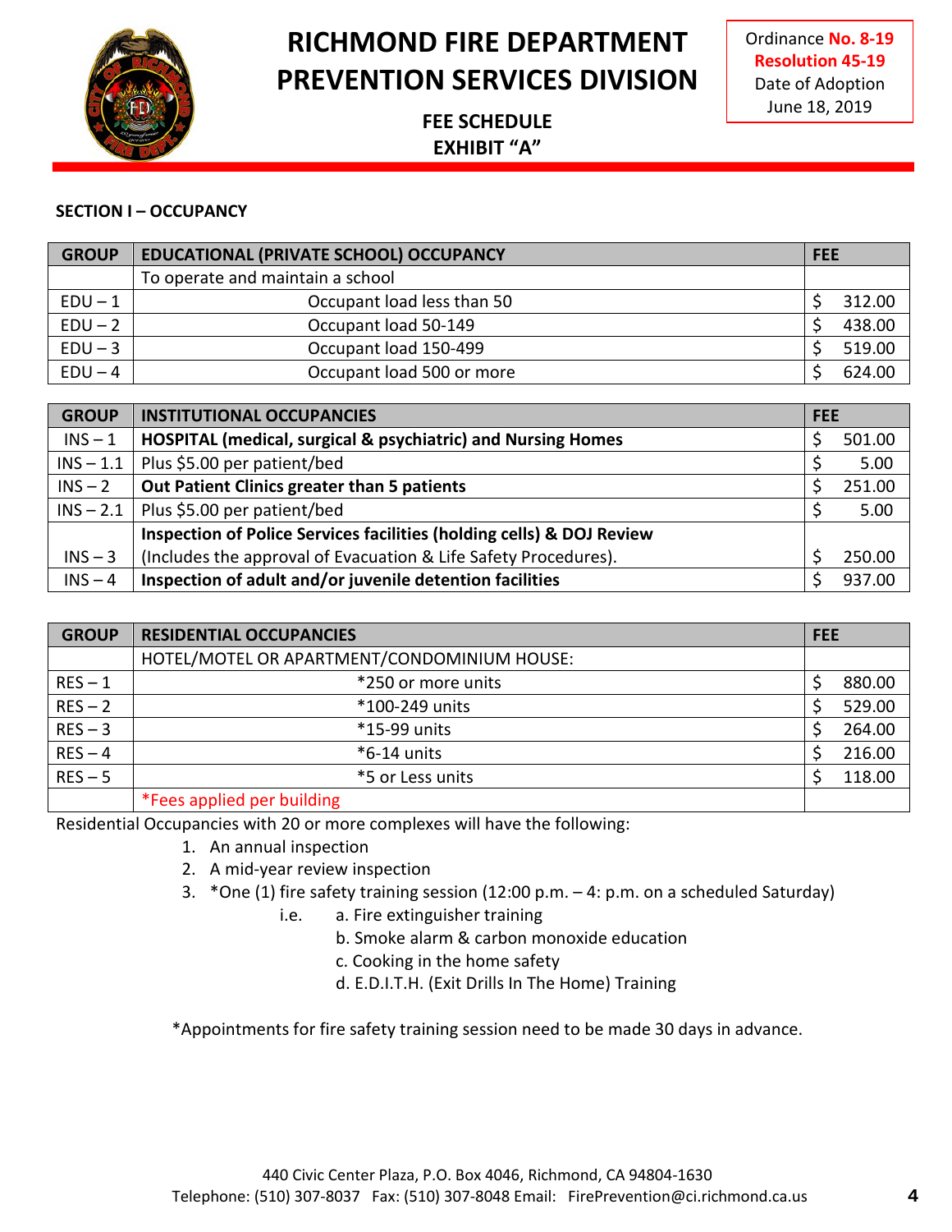# RICHMOND FIRE DEPARTMENT
# PREVENTION SERVICES DIVISION

**FEE SCHEDULE**
**EXHIBIT "A"**

Ordinance **No. 8-19**
**Resolution 45-19**
Date of Adoption
June 18, 2019

## SECTION I – OCCUPANCY

| GROUP | EDUCATIONAL (PRIVATE SCHOOL) OCCUPANCY | FEE |
|---|---|---|
| | To operate and maintain a school | |
| EDU – 1 | Occupant load less than 50 | $ 312.00 |
| EDU – 2 | Occupant load 50-149 | $ 438.00 |
| EDU – 3 | Occupant load 150-499 | $ 519.00 |
| EDU – 4 | Occupant load 500 or more | $ 624.00 |

| GROUP | INSTITUTIONAL OCCUPANCIES | FEE |
|---|---|---|
| INS – 1 | **HOSPITAL (medical, surgical & psychiatric) and Nursing Homes** | $ 501.00 |
| INS – 1.1 | Plus $5.00 per patient/bed | $ 5.00 |
| INS – 2 | **Out Patient Clinics greater than 5 patients** | $ 251.00 |
| INS – 2.1 | Plus $5.00 per patient/bed | $ 5.00 |
| INS – 3 | **Inspection of Police Services facilities (holding cells) & DOJ Review** (Includes the approval of Evacuation & Life Safety Procedures). | $ 250.00 |
| INS – 4 | **Inspection of adult and/or juvenile detention facilities** | $ 937.00 |

| GROUP | RESIDENTIAL OCCUPANCIES | FEE |
|---|---|---|
| | HOTEL/MOTEL OR APARTMENT/CONDOMINIUM HOUSE: | |
| RES – 1 | *250 or more units | $ 880.00 |
| RES – 2 | *100-249 units | $ 529.00 |
| RES – 3 | *15-99 units | $ 264.00 |
| RES – 4 | *6-14 units | $ 216.00 |
| RES – 5 | *5 or Less units | $ 118.00 |
| | *Fees applied per building | |

Residential Occupancies with 20 or more complexes will have the following:

1. An annual inspection
2. A mid-year review inspection
3. *One (1) fire safety training session (12:00 p.m. – 4: p.m. on a scheduled Saturday)
   - i.e. a. Fire extinguisher training
   - b. Smoke alarm & carbon monoxide education
   - c. Cooking in the home safety
   - d. E.D.I.T.H. (Exit Drills In The Home) Training

*Appointments for fire safety training session need to be made 30 days in advance.

440 Civic Center Plaza, P.O. Box 4046, Richmond, CA 94804-1630
Telephone: (510) 307-8037 Fax: (510) 307-8048 Email: FirePrevention@ci.richmond.ca.us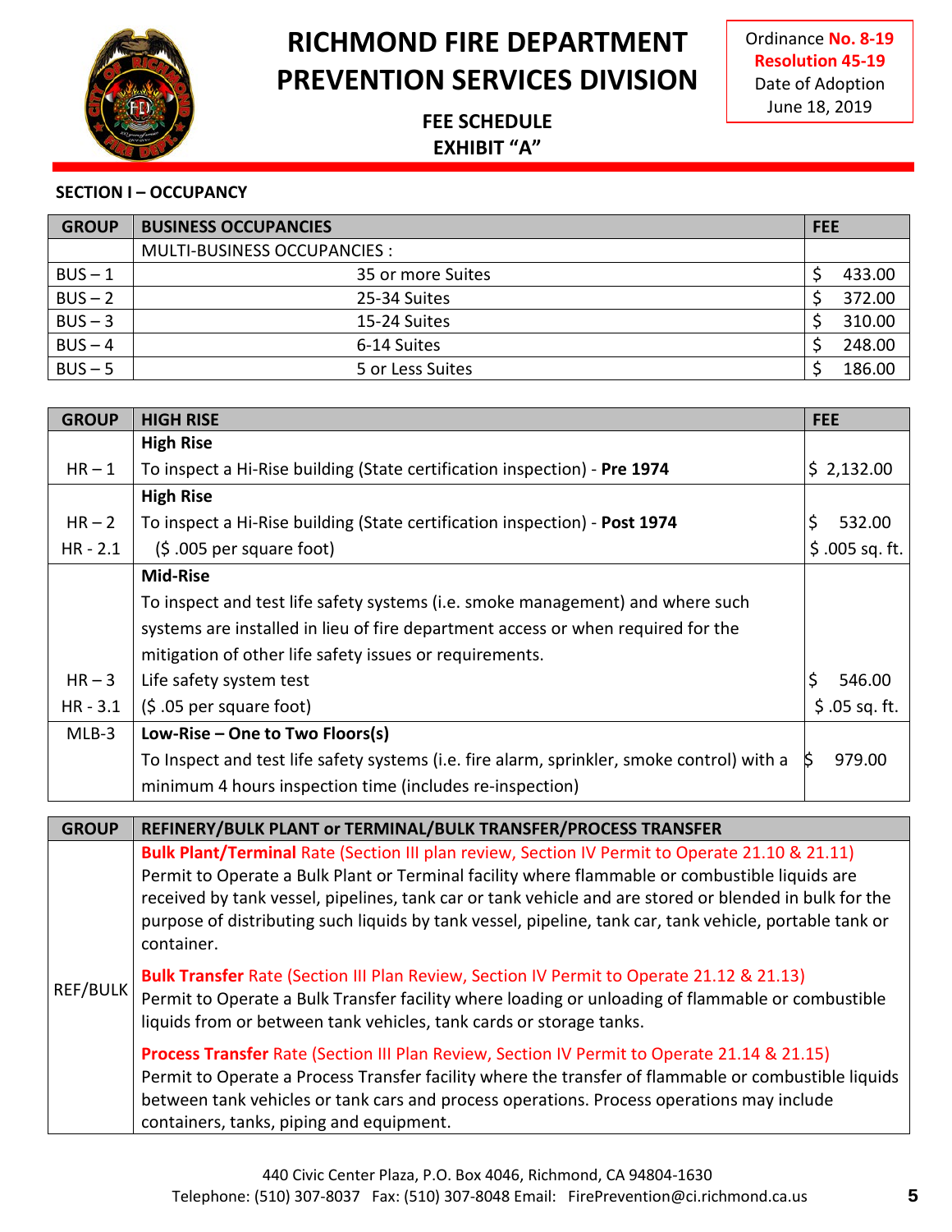# RICHMOND FIRE DEPARTMENT
# PREVENTION SERVICES DIVISION

Ordinance **No. 8-19**
**Resolution 45-19**
Date of Adoption
June 18, 2019

**FEE SCHEDULE**
**EXHIBIT "A"**

**SECTION I – OCCUPANCY**

| GROUP | BUSINESS OCCUPANCIES | FEE |
|---|---|---|
| | MULTI-BUSINESS OCCUPANCIES : | |
| BUS – 1 | 35 or more Suites | $ 433.00 |
| BUS – 2 | 25-34 Suites | $ 372.00 |
| BUS – 3 | 15-24 Suites | $ 310.00 |
| BUS – 4 | 6-14 Suites | $ 248.00 |
| BUS – 5 | 5 or Less Suites | $ 186.00 |

| GROUP | HIGH RISE | FEE |
|---|---|---|
| HR – 1 | **High Rise**<br>To inspect a Hi-Rise building (State certification inspection) - **Pre 1974** | $ 2,132.00 |
| HR – 2 | **High Rise**<br>To inspect a Hi-Rise building (State certification inspection) - **Post 1974** | $ 532.00 |
| HR - 2.1 | ($ .005 per square foot) | $ .005 sq. ft. |
| HR – 3 | **Mid-Rise**<br>To inspect and test life safety systems (i.e. smoke management) and where such systems are installed in lieu of fire department access or when required for the mitigation of other life safety issues or requirements.<br>Life safety system test | $ 546.00 |
| HR - 3.1 | ($ .05 per square foot) | $ .05 sq. ft. |
| MLB-3 | **Low-Rise – One to Two Floors(s)**<br>To Inspect and test life safety systems (i.e. fire alarm, sprinkler, smoke control) with a minimum 4 hours inspection time (includes re-inspection) | $ 979.00 |

| GROUP | REFINERY/BULK PLANT or TERMINAL/BULK TRANSFER/PROCESS TRANSFER |
|---|---|
| REF/BULK | **Bulk Plant/Terminal** Rate (Section III plan review, Section IV Permit to Operate 21.10 & 21.11)<br>Permit to Operate a Bulk Plant or Terminal facility where flammable or combustible liquids are received by tank vessel, pipelines, tank car or tank vehicle and are stored or blended in bulk for the purpose of distributing such liquids by tank vessel, pipeline, tank car, tank vehicle, portable tank or container.<br><br>**Bulk Transfer** Rate (Section III Plan Review, Section IV Permit to Operate 21.12 & 21.13)<br>Permit to Operate a Bulk Transfer facility where loading or unloading of flammable or combustible liquids from or between tank vehicles, tank cards or storage tanks.<br><br>**Process Transfer** Rate (Section III Plan Review, Section IV Permit to Operate 21.14 & 21.15)<br>Permit to Operate a Process Transfer facility where the transfer of flammable or combustible liquids between tank vehicles or tank cars and process operations. Process operations may include containers, tanks, piping and equipment. |

440 Civic Center Plaza, P.O. Box 4046, Richmond, CA 94804-1630
Telephone: (510) 307-8037 Fax: (510) 307-8048 Email: FirePrevention@ci.richmond.ca.us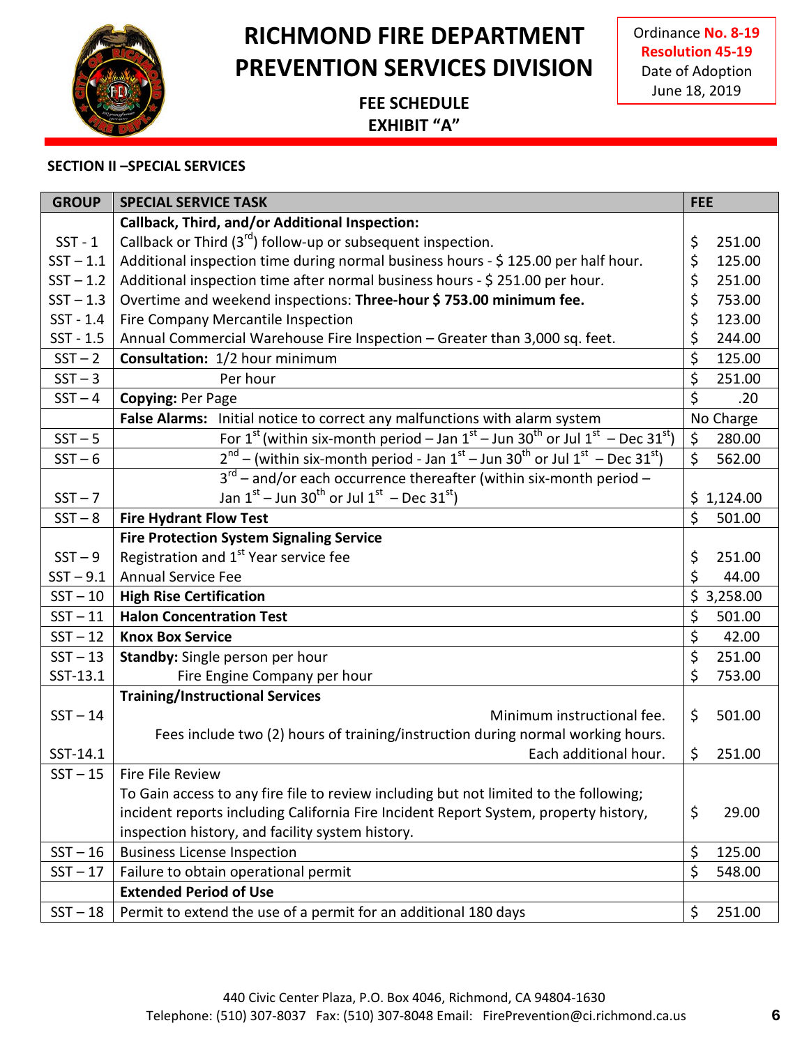# RICHMOND FIRE DEPARTMENT PREVENTION SERVICES DIVISION

Ordinance **No. 8-19**
**Resolution 45-19**
Date of Adoption
June 18, 2019

**FEE SCHEDULE**
**EXHIBIT "A"**

**SECTION II –SPECIAL SERVICES**

| GROUP | SPECIAL SERVICE TASK | FEE |
|---|---|---|
| | **Callback, Third, and/or Additional Inspection:** | |
| SST - 1 | Callback or Third (3rd) follow-up or subsequent inspection. | $ 251.00 |
| SST – 1.1 | Additional inspection time during normal business hours - $ 125.00 per half hour. | $ 125.00 |
| SST – 1.2 | Additional inspection time after normal business hours - $ 251.00 per hour. | $ 251.00 |
| SST – 1.3 | Overtime and weekend inspections: **Three-hour $ 753.00 minimum fee.** | $ 753.00 |
| SST - 1.4 | Fire Company Mercantile Inspection | $ 123.00 |
| SST - 1.5 | Annual Commercial Warehouse Fire Inspection – Greater than 3,000 sq. feet. | $ 244.00 |
| SST – 2 | **Consultation:** 1/2 hour minimum | $ 125.00 |
| SST – 3 | Per hour | $ 251.00 |
| SST – 4 | **Copying:** Per Page | $ .20 |
| | **False Alarms:** Initial notice to correct any malfunctions with alarm system | No Charge |
| SST – 5 | For 1st (within six-month period – Jan 1st – Jun 30th or Jul 1st – Dec 31st) | $ 280.00 |
| SST – 6 | 2nd – (within six-month period - Jan 1st – Jun 30th or Jul 1st – Dec 31st) | $ 562.00 |
| SST – 7 | 3rd – and/or each occurrence thereafter (within six-month period – Jan 1st – Jun 30th or Jul 1st – Dec 31st) | $ 1,124.00 |
| SST – 8 | **Fire Hydrant Flow Test** | $ 501.00 |
| | **Fire Protection System Signaling Service** | |
| SST – 9 | Registration and 1st Year service fee | $ 251.00 |
| SST – 9.1 | Annual Service Fee | $ 44.00 |
| SST – 10 | **High Rise Certification** | $ 3,258.00 |
| SST – 11 | **Halon Concentration Test** | $ 501.00 |
| SST – 12 | **Knox Box Service** | $ 42.00 |
| SST – 13 | **Standby:** Single person per hour | $ 251.00 |
| SST-13.1 | Fire Engine Company per hour | $ 753.00 |
| | **Training/Instructional Services** | |
| SST – 14 | Minimum instructional fee. Fees include two (2) hours of training/instruction during normal working hours. | $ 501.00 |
| SST-14.1 | Each additional hour. | $ 251.00 |
| SST – 15 | Fire File Review<br>To Gain access to any fire file to review including but not limited to the following; incident reports including California Fire Incident Report System, property history, inspection history, and facility system history. | $ 29.00 |
| SST – 16 | Business License Inspection | $ 125.00 |
| SST – 17 | Failure to obtain operational permit | $ 548.00 |
| | **Extended Period of Use** | |
| SST – 18 | Permit to extend the use of a permit for an additional 180 days | $ 251.00 |

440 Civic Center Plaza, P.O. Box 4046, Richmond, CA 94804-1630
Telephone: (510) 307-8037 Fax: (510) 307-8048 Email: FirePrevention@ci.richmond.ca.us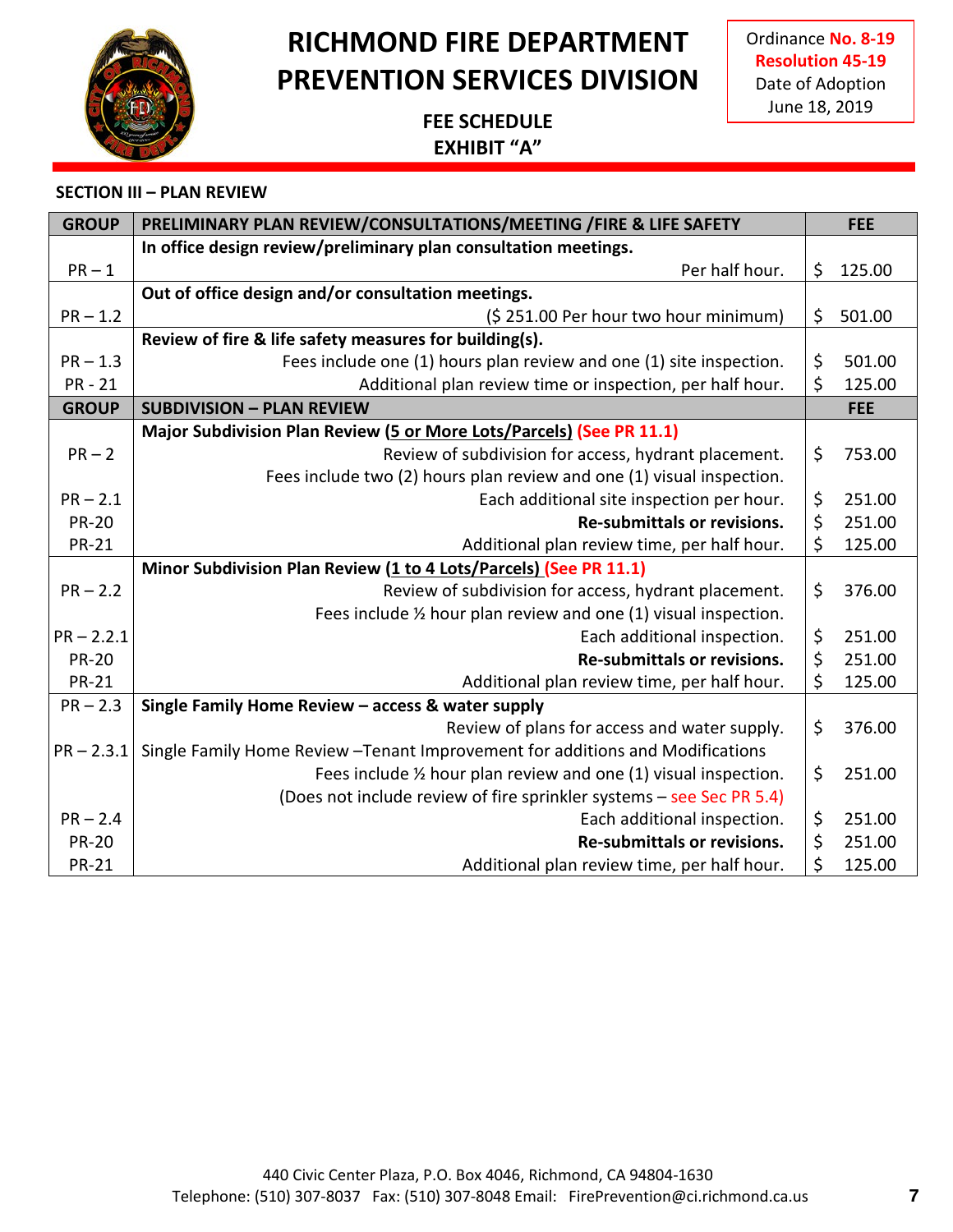# RICHMOND FIRE DEPARTMENT
# PREVENTION SERVICES DIVISION

Ordinance **No. 8-19**
**Resolution 45-19**
Date of Adoption
June 18, 2019

**FEE SCHEDULE**
**EXHIBIT "A"**

**SECTION III – PLAN REVIEW**

| GROUP | PRELIMINARY PLAN REVIEW/CONSULTATIONS/MEETING /FIRE & LIFE SAFETY | FEE |
|---|---|---|
| | **In office design review/preliminary plan consultation meetings.** | |
| PR – 1 | Per half hour. | $ 125.00 |
| | **Out of office design and/or consultation meetings.** | |
| PR – 1.2 | ($ 251.00 Per hour two hour minimum) | $ 501.00 |
| | **Review of fire & life safety measures for building(s).** | |
| PR – 1.3 | Fees include one (1) hours plan review and one (1) site inspection. | $ 501.00 |
| PR - 21 | Additional plan review time or inspection, per half hour. | $ 125.00 |
| **GROUP** | **SUBDIVISION – PLAN REVIEW** | **FEE** |
| | **Major Subdivision Plan Review (5 or More Lots/Parcels) (See PR 11.1)** | |
| PR – 2 | Review of subdivision for access, hydrant placement. | $ 753.00 |
| | Fees include two (2) hours plan review and one (1) visual inspection. | |
| PR – 2.1 | Each additional site inspection per hour. | $ 251.00 |
| PR-20 | **Re-submittals or revisions.** | $ 251.00 |
| PR-21 | Additional plan review time, per half hour. | $ 125.00 |
| | **Minor Subdivision Plan Review (1 to 4 Lots/Parcels) (See PR 11.1)** | |
| PR – 2.2 | Review of subdivision for access, hydrant placement. | $ 376.00 |
| | Fees include ½ hour plan review and one (1) visual inspection. | |
| PR – 2.2.1 | Each additional inspection. | $ 251.00 |
| PR-20 | **Re-submittals or revisions.** | $ 251.00 |
| PR-21 | Additional plan review time, per half hour. | $ 125.00 |
| PR – 2.3 | **Single Family Home Review – access & water supply** | |
| | Review of plans for access and water supply. | $ 376.00 |
| PR – 2.3.1 | Single Family Home Review –Tenant Improvement for additions and Modifications | |
| | Fees include ½ hour plan review and one (1) visual inspection. | $ 251.00 |
| | (Does not include review of fire sprinkler systems – see Sec PR 5.4) | |
| PR – 2.4 | Each additional inspection. | $ 251.00 |
| PR-20 | **Re-submittals or revisions.** | $ 251.00 |
| PR-21 | Additional plan review time, per half hour. | $ 125.00 |

440 Civic Center Plaza, P.O. Box 4046, Richmond, CA 94804-1630
Telephone: (510) 307-8037 Fax: (510) 307-8048 Email: FirePrevention@ci.richmond.ca.us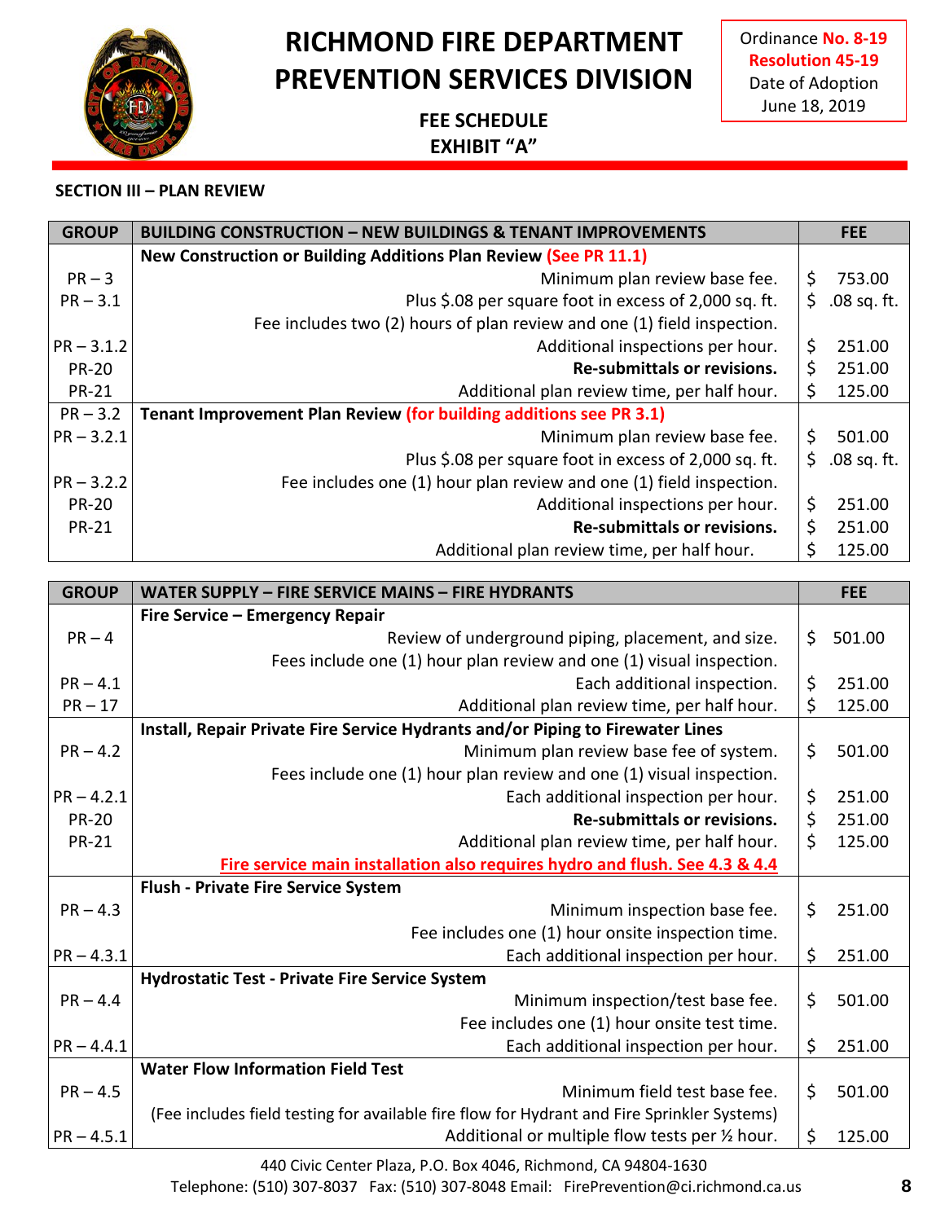# RICHMOND FIRE DEPARTMENT PREVENTION SERVICES DIVISION

Ordinance **No. 8-19**
**Resolution 45-19**
Date of Adoption
June 18, 2019

**FEE SCHEDULE**
**EXHIBIT "A"**

### SECTION III – PLAN REVIEW

| GROUP | BUILDING CONSTRUCTION – NEW BUILDINGS & TENANT IMPROVEMENTS | FEE |
|---|---|---|
| | **New Construction or Building Additions Plan Review (See PR 11.1)** | |
| PR – 3 | Minimum plan review base fee. | $ 753.00 |
| PR – 3.1 | Plus $.08 per square foot in excess of 2,000 sq. ft. | $ .08 sq. ft. |
| | Fee includes two (2) hours of plan review and one (1) field inspection. | |
| PR – 3.1.2 | Additional inspections per hour. | $ 251.00 |
| PR-20 | **Re-submittals or revisions.** | $ 251.00 |
| PR-21 | Additional plan review time, per half hour. | $ 125.00 |
| PR – 3.2 | **Tenant Improvement Plan Review (for building additions see PR 3.1)** | |
| PR – 3.2.1 | Minimum plan review base fee. | $ 501.00 |
| | Plus $.08 per square foot in excess of 2,000 sq. ft. | $ .08 sq. ft. |
| PR – 3.2.2 | Fee includes one (1) hour plan review and one (1) field inspection. | |
| PR-20 | Additional inspections per hour. | $ 251.00 |
| PR-21 | **Re-submittals or revisions.** | $ 251.00 |
| | Additional plan review time, per half hour. | $ 125.00 |

| GROUP | WATER SUPPLY – FIRE SERVICE MAINS – FIRE HYDRANTS | FEE |
|---|---|---|
| | **Fire Service – Emergency Repair** | |
| PR – 4 | Review of underground piping, placement, and size. | $ 501.00 |
| | Fees include one (1) hour plan review and one (1) visual inspection. | |
| PR – 4.1 | Each additional inspection. | $ 251.00 |
| PR – 17 | Additional plan review time, per half hour. | $ 125.00 |
| | **Install, Repair Private Fire Service Hydrants and/or Piping to Firewater Lines** | |
| PR – 4.2 | Minimum plan review base fee of system. | $ 501.00 |
| | Fees include one (1) hour plan review and one (1) visual inspection. | |
| PR – 4.2.1 | Each additional inspection per hour. | $ 251.00 |
| PR-20 | **Re-submittals or revisions.** | $ 251.00 |
| PR-21 | Additional plan review time, per half hour. | $ 125.00 |
| | **Fire service main installation also requires hydro and flush. See 4.3 & 4.4** | |
| | **Flush - Private Fire Service System** | |
| PR – 4.3 | Minimum inspection base fee. | $ 251.00 |
| | Fee includes one (1) hour onsite inspection time. | |
| PR – 4.3.1 | Each additional inspection per hour. | $ 251.00 |
| | **Hydrostatic Test - Private Fire Service System** | |
| PR – 4.4 | Minimum inspection/test base fee. | $ 501.00 |
| | Fee includes one (1) hour onsite test time. | |
| PR – 4.4.1 | Each additional inspection per hour. | $ 251.00 |
| | **Water Flow Information Field Test** | |
| PR – 4.5 | Minimum field test base fee. | $ 501.00 |
| | (Fee includes field testing for available fire flow for Hydrant and Fire Sprinkler Systems) | |
| PR – 4.5.1 | Additional or multiple flow tests per ½ hour. | $ 125.00 |

440 Civic Center Plaza, P.O. Box 4046, Richmond, CA 94804-1630
Telephone: (510) 307-8037 Fax: (510) 307-8048 Email: FirePrevention@ci.richmond.ca.us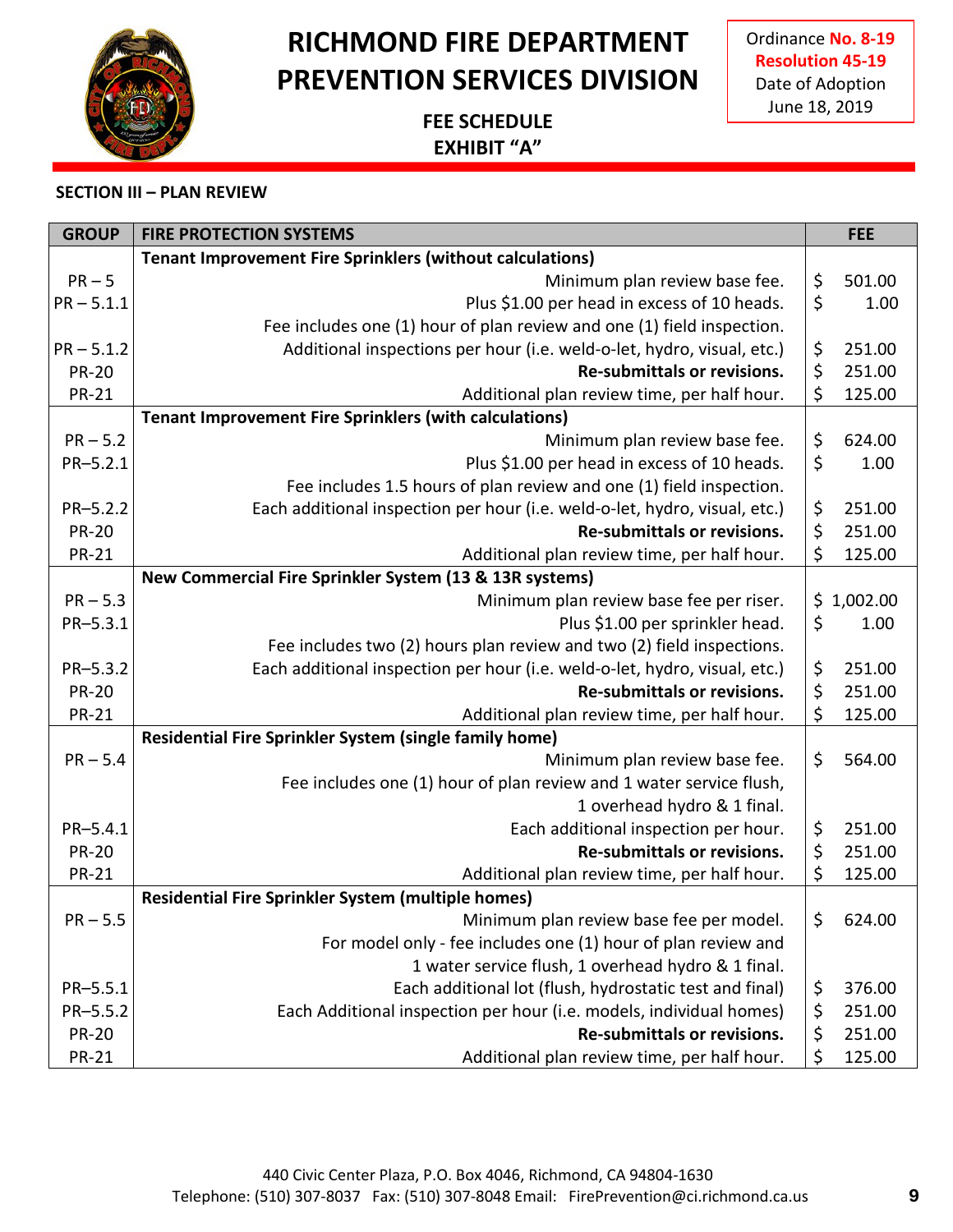# RICHMOND FIRE DEPARTMENT PREVENTION SERVICES DIVISION

**FEE SCHEDULE**
**EXHIBIT "A"**

Ordinance **No. 8-19**
**Resolution 45-19**
Date of Adoption
June 18, 2019

## SECTION III – PLAN REVIEW

| GROUP | FIRE PROTECTION SYSTEMS | FEE |
|---|---|---|
| | **Tenant Improvement Fire Sprinklers (without calculations)** | |
| PR – 5 | Minimum plan review base fee. | $ 501.00 |
| PR – 5.1.1 | Plus $1.00 per head in excess of 10 heads. | $ 1.00 |
| | Fee includes one (1) hour of plan review and one (1) field inspection. | |
| PR – 5.1.2 | Additional inspections per hour (i.e. weld-o-let, hydro, visual, etc.) | $ 251.00 |
| PR-20 | **Re-submittals or revisions.** | $ 251.00 |
| PR-21 | Additional plan review time, per half hour. | $ 125.00 |
| | **Tenant Improvement Fire Sprinklers (with calculations)** | |
| PR – 5.2 | Minimum plan review base fee. | $ 624.00 |
| PR–5.2.1 | Plus $1.00 per head in excess of 10 heads. | $ 1.00 |
| | Fee includes 1.5 hours of plan review and one (1) field inspection. | |
| PR–5.2.2 | Each additional inspection per hour (i.e. weld-o-let, hydro, visual, etc.) | $ 251.00 |
| PR-20 | **Re-submittals or revisions.** | $ 251.00 |
| PR-21 | Additional plan review time, per half hour. | $ 125.00 |
| | **New Commercial Fire Sprinkler System (13 & 13R systems)** | |
| PR – 5.3 | Minimum plan review base fee per riser. | $ 1,002.00 |
| PR–5.3.1 | Plus $1.00 per sprinkler head. | $ 1.00 |
| | Fee includes two (2) hours plan review and two (2) field inspections. | |
| PR–5.3.2 | Each additional inspection per hour (i.e. weld-o-let, hydro, visual, etc.) | $ 251.00 |
| PR-20 | **Re-submittals or revisions.** | $ 251.00 |
| PR-21 | Additional plan review time, per half hour. | $ 125.00 |
| | **Residential Fire Sprinkler System (single family home)** | |
| PR – 5.4 | Minimum plan review base fee. | $ 564.00 |
| | Fee includes one (1) hour of plan review and 1 water service flush, 1 overhead hydro & 1 final. | |
| PR–5.4.1 | Each additional inspection per hour. | $ 251.00 |
| PR-20 | **Re-submittals or revisions.** | $ 251.00 |
| PR-21 | Additional plan review time, per half hour. | $ 125.00 |
| | **Residential Fire Sprinkler System (multiple homes)** | |
| PR – 5.5 | Minimum plan review base fee per model. | $ 624.00 |
| | For model only - fee includes one (1) hour of plan review and 1 water service flush, 1 overhead hydro & 1 final. | |
| PR–5.5.1 | Each additional lot (flush, hydrostatic test and final) | $ 376.00 |
| PR–5.5.2 | Each Additional inspection per hour (i.e. models, individual homes) | $ 251.00 |
| PR-20 | **Re-submittals or revisions.** | $ 251.00 |
| PR-21 | Additional plan review time, per half hour. | $ 125.00 |

440 Civic Center Plaza, P.O. Box 4046, Richmond, CA 94804-1630
Telephone: (510) 307-8037 Fax: (510) 307-8048 Email: FirePrevention@ci.richmond.ca.us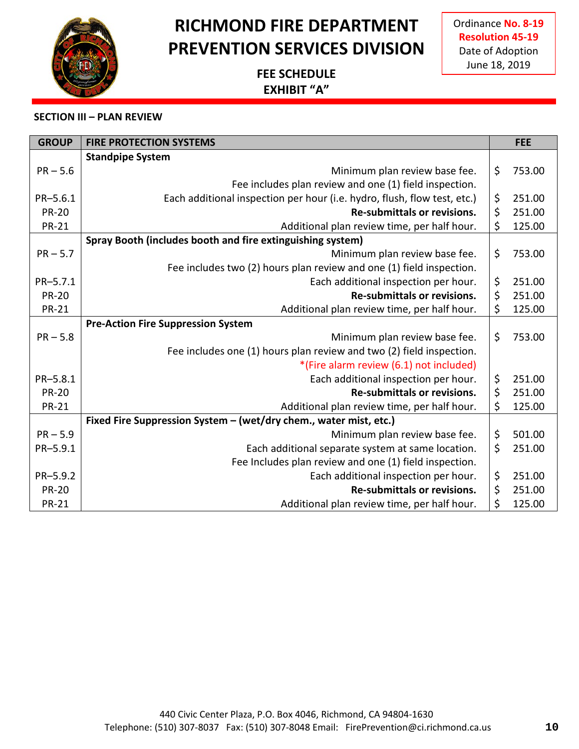# RICHMOND FIRE DEPARTMENT
# PREVENTION SERVICES DIVISION

**FEE SCHEDULE**
**EXHIBIT "A"**

Ordinance **No. 8-19**
**Resolution 45-19**
Date of Adoption
June 18, 2019

**SECTION III – PLAN REVIEW**

| GROUP | FIRE PROTECTION SYSTEMS | FEE |
|---|---|---|
| | **Standpipe System** | |
| PR – 5.6 | Minimum plan review base fee. | $ 753.00 |
| | Fee includes plan review and one (1) field inspection. | |
| PR–5.6.1 | Each additional inspection per hour (i.e. hydro, flush, flow test, etc.) | $ 251.00 |
| PR-20 | **Re-submittals or revisions.** | $ 251.00 |
| PR-21 | Additional plan review time, per half hour. | $ 125.00 |
| | **Spray Booth (includes booth and fire extinguishing system)** | |
| PR – 5.7 | Minimum plan review base fee. | $ 753.00 |
| | Fee includes two (2) hours plan review and one (1) field inspection. | |
| PR–5.7.1 | Each additional inspection per hour. | $ 251.00 |
| PR-20 | **Re-submittals or revisions.** | $ 251.00 |
| PR-21 | Additional plan review time, per half hour. | $ 125.00 |
| | **Pre-Action Fire Suppression System** | |
| PR – 5.8 | Minimum plan review base fee. | $ 753.00 |
| | Fee includes one (1) hours plan review and two (2) field inspection. | |
| | *(Fire alarm review (6.1) not included) | |
| PR–5.8.1 | Each additional inspection per hour. | $ 251.00 |
| PR-20 | **Re-submittals or revisions.** | $ 251.00 |
| PR-21 | Additional plan review time, per half hour. | $ 125.00 |
| | **Fixed Fire Suppression System – (wet/dry chem., water mist, etc.)** | |
| PR – 5.9 | Minimum plan review base fee. | $ 501.00 |
| PR–5.9.1 | Each additional separate system at same location. | $ 251.00 |
| | Fee Includes plan review and one (1) field inspection. | |
| PR–5.9.2 | Each additional inspection per hour. | $ 251.00 |
| PR-20 | **Re-submittals or revisions.** | $ 251.00 |
| PR-21 | Additional plan review time, per half hour. | $ 125.00 |

440 Civic Center Plaza, P.O. Box 4046, Richmond, CA 94804-1630
Telephone: (510) 307-8037 Fax: (510) 307-8048 Email: FirePrevention@ci.richmond.ca.us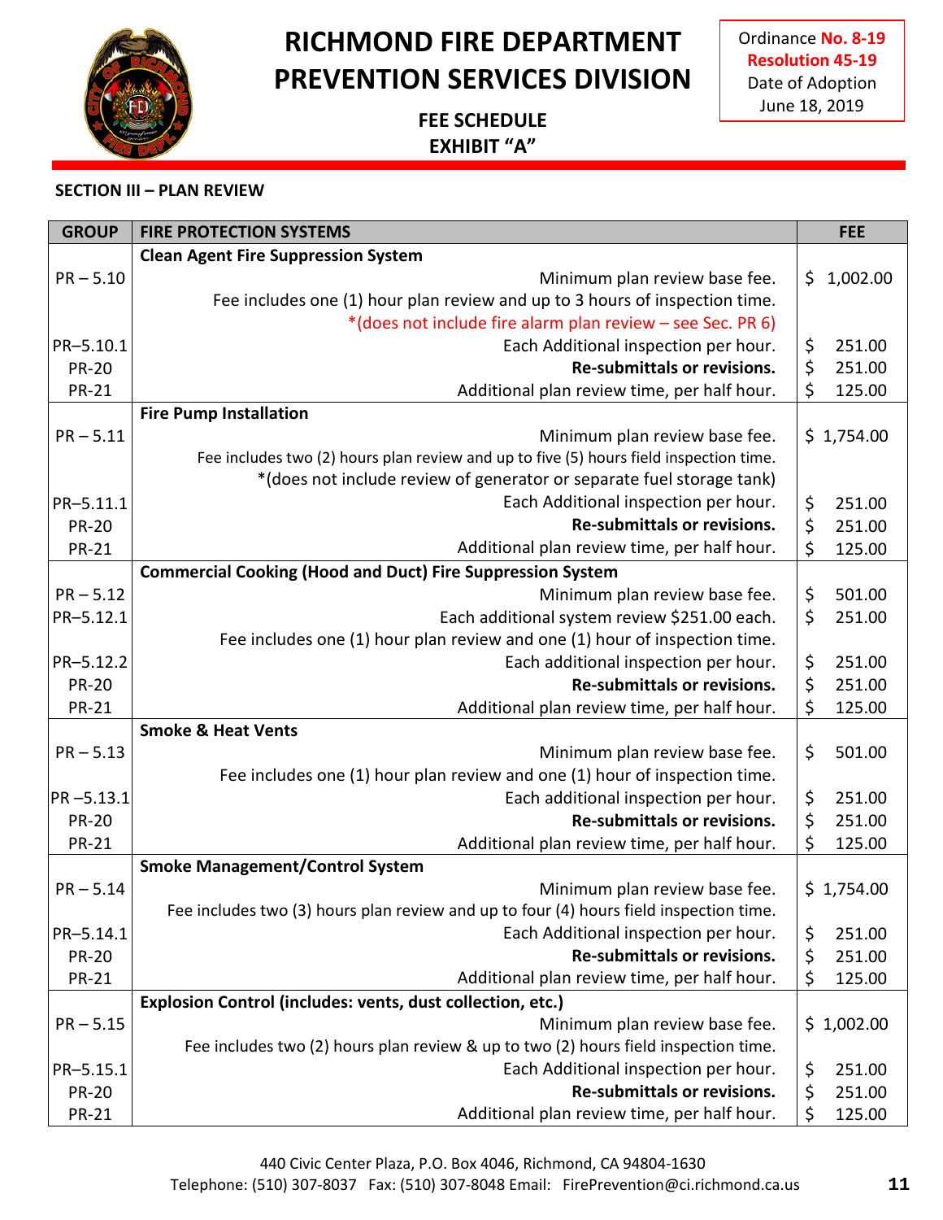# RICHMOND FIRE DEPARTMENT
# PREVENTION SERVICES DIVISION

Ordinance **No. 8-19**
**Resolution 45-19**
Date of Adoption
June 18, 2019

**FEE SCHEDULE**
**EXHIBIT "A"**

**SECTION III – PLAN REVIEW**

| GROUP | FIRE PROTECTION SYSTEMS | FEE |
|---|---|---|
| | **Clean Agent Fire Suppression System** | |
| PR – 5.10 | Minimum plan review base fee. | $ 1,002.00 |
| | Fee includes one (1) hour plan review and up to 3 hours of inspection time. | |
| | *(does not include fire alarm plan review – see Sec. PR 6) | |
| PR–5.10.1 | Each Additional inspection per hour. | $ 251.00 |
| PR-20 | **Re-submittals or revisions.** | $ 251.00 |
| PR-21 | Additional plan review time, per half hour. | $ 125.00 |
| | **Fire Pump Installation** | |
| PR – 5.11 | Minimum plan review base fee. | $ 1,754.00 |
| | Fee includes two (2) hours plan review and up to five (5) hours field inspection time. | |
| | *(does not include review of generator or separate fuel storage tank) | |
| PR–5.11.1 | Each Additional inspection per hour. | $ 251.00 |
| PR-20 | **Re-submittals or revisions.** | $ 251.00 |
| PR-21 | Additional plan review time, per half hour. | $ 125.00 |
| | **Commercial Cooking (Hood and Duct) Fire Suppression System** | |
| PR – 5.12 | Minimum plan review base fee. | $ 501.00 |
| PR–5.12.1 | Each additional system review $251.00 each. | $ 251.00 |
| | Fee includes one (1) hour plan review and one (1) hour of inspection time. | |
| PR–5.12.2 | Each additional inspection per hour. | $ 251.00 |
| PR-20 | **Re-submittals or revisions.** | $ 251.00 |
| PR-21 | Additional plan review time, per half hour. | $ 125.00 |
| | **Smoke & Heat Vents** | |
| PR – 5.13 | Minimum plan review base fee. | $ 501.00 |
| | Fee includes one (1) hour plan review and one (1) hour of inspection time. | |
| PR –5.13.1 | Each additional inspection per hour. | $ 251.00 |
| PR-20 | **Re-submittals or revisions.** | $ 251.00 |
| PR-21 | Additional plan review time, per half hour. | $ 125.00 |
| | **Smoke Management/Control System** | |
| PR – 5.14 | Minimum plan review base fee. | $ 1,754.00 |
| | Fee includes two (3) hours plan review and up to four (4) hours field inspection time. | |
| PR–5.14.1 | Each Additional inspection per hour. | $ 251.00 |
| PR-20 | **Re-submittals or revisions.** | $ 251.00 |
| PR-21 | Additional plan review time, per half hour. | $ 125.00 |
| | **Explosion Control (includes: vents, dust collection, etc.)** | |
| PR – 5.15 | Minimum plan review base fee. | $ 1,002.00 |
| | Fee includes two (2) hours plan review & up to two (2) hours field inspection time. | |
| PR–5.15.1 | Each Additional inspection per hour. | $ 251.00 |
| PR-20 | **Re-submittals or revisions.** | $ 251.00 |
| PR-21 | Additional plan review time, per half hour. | $ 125.00 |

440 Civic Center Plaza, P.O. Box 4046, Richmond, CA 94804-1630
Telephone: (510) 307-8037 Fax: (510) 307-8048 Email: FirePrevention@ci.richmond.ca.us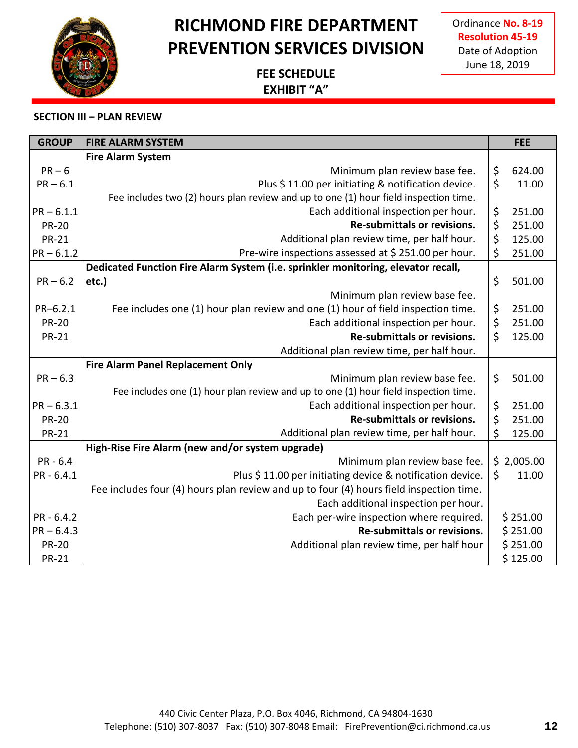# RICHMOND FIRE DEPARTMENT PREVENTION SERVICES DIVISION

**FEE SCHEDULE**
**EXHIBIT "A"**

Ordinance **No. 8-19**
**Resolution 45-19**
Date of Adoption
June 18, 2019

## SECTION III – PLAN REVIEW

| GROUP | FIRE ALARM SYSTEM | FEE |
|---|---|---|
| | **Fire Alarm System** | |
| PR – 6 | Minimum plan review base fee. | $ 624.00 |
| PR – 6.1 | Plus $ 11.00 per initiating & notification device. | $ 11.00 |
| | Fee includes two (2) hours plan review and up to one (1) hour field inspection time. | |
| PR – 6.1.1 | Each additional inspection per hour. | $ 251.00 |
| PR-20 | **Re-submittals or revisions.** | $ 251.00 |
| PR-21 | Additional plan review time, per half hour. | $ 125.00 |
| PR – 6.1.2 | Pre-wire inspections assessed at $ 251.00 per hour. | $ 251.00 |
| | **Dedicated Function Fire Alarm System (i.e. sprinkler monitoring, elevator recall,** | |
| PR – 6.2 | **etc.)** | $ 501.00 |
| | Minimum plan review base fee. | |
| PR–6.2.1 | Fee includes one (1) hour plan review and one (1) hour of field inspection time. | $ 251.00 |
| PR-20 | Each additional inspection per hour. | $ 251.00 |
| PR-21 | **Re-submittals or revisions.** | $ 125.00 |
| | Additional plan review time, per half hour. | |
| | **Fire Alarm Panel Replacement Only** | |
| PR – 6.3 | Minimum plan review base fee. | $ 501.00 |
| | Fee includes one (1) hour plan review and up to one (1) hour field inspection time. | |
| PR – 6.3.1 | Each additional inspection per hour. | $ 251.00 |
| PR-20 | **Re-submittals or revisions.** | $ 251.00 |
| PR-21 | Additional plan review time, per half hour. | $ 125.00 |
| | **High-Rise Fire Alarm (new and/or system upgrade)** | |
| PR - 6.4 | Minimum plan review base fee. | $ 2,005.00 |
| PR - 6.4.1 | Plus $ 11.00 per initiating device & notification device. | $ 11.00 |
| | Fee includes four (4) hours plan review and up to four (4) hours field inspection time. | |
| | Each additional inspection per hour. | |
| PR - 6.4.2 | Each per-wire inspection where required. | $ 251.00 |
| PR – 6.4.3 | **Re-submittals or revisions.** | $ 251.00 |
| PR-20 | Additional plan review time, per half hour | $ 251.00 |
| PR-21 | | $ 125.00 |

440 Civic Center Plaza, P.O. Box 4046, Richmond, CA 94804-1630
Telephone: (510) 307-8037 Fax: (510) 307-8048 Email: FirePrevention@ci.richmond.ca.us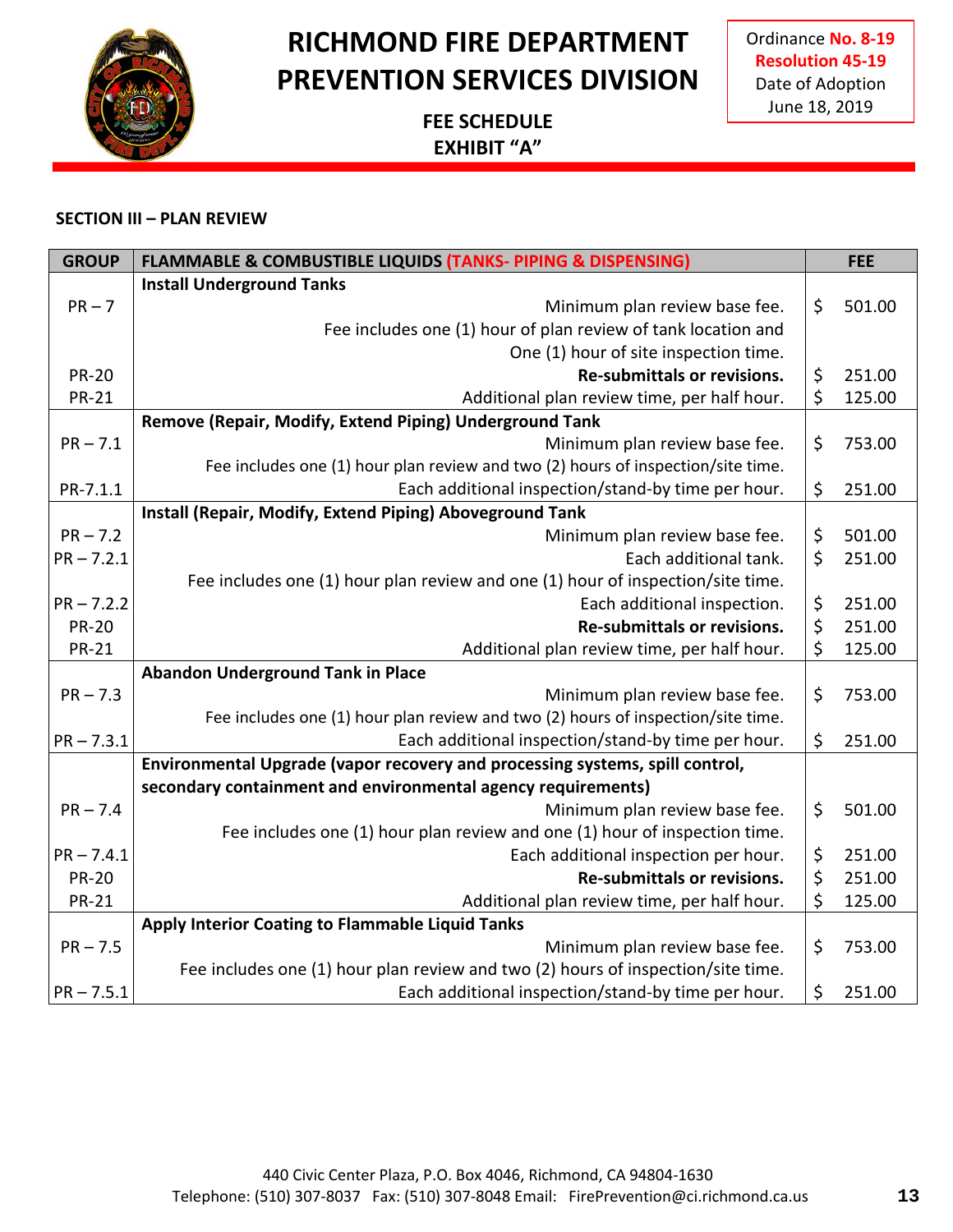# RICHMOND FIRE DEPARTMENT
# PREVENTION SERVICES DIVISION

**FEE SCHEDULE**
**EXHIBIT "A"**

Ordinance **No. 8-19**
**Resolution 45-19**
Date of Adoption
June 18, 2019

**SECTION III – PLAN REVIEW**

| GROUP | FLAMMABLE & COMBUSTIBLE LIQUIDS (TANKS- PIPING & DISPENSING) | FEE |
|---|---|---|
| | **Install Underground Tanks** | |
| PR – 7 | Minimum plan review base fee. | $ 501.00 |
| | Fee includes one (1) hour of plan review of tank location and One (1) hour of site inspection time. | |
| PR-20 | **Re-submittals or revisions.** | $ 251.00 |
| PR-21 | Additional plan review time, per half hour. | $ 125.00 |
| | **Remove (Repair, Modify, Extend Piping) Underground Tank** | |
| PR – 7.1 | Minimum plan review base fee. | $ 753.00 |
| | Fee includes one (1) hour plan review and two (2) hours of inspection/site time. | |
| PR-7.1.1 | Each additional inspection/stand-by time per hour. | $ 251.00 |
| | **Install (Repair, Modify, Extend Piping) Aboveground Tank** | |
| PR – 7.2 | Minimum plan review base fee. | $ 501.00 |
| PR – 7.2.1 | Each additional tank. | $ 251.00 |
| | Fee includes one (1) hour plan review and one (1) hour of inspection/site time. | |
| PR – 7.2.2 | Each additional inspection. | $ 251.00 |
| PR-20 | **Re-submittals or revisions.** | $ 251.00 |
| PR-21 | Additional plan review time, per half hour. | $ 125.00 |
| | **Abandon Underground Tank in Place** | |
| PR – 7.3 | Minimum plan review base fee. | $ 753.00 |
| | Fee includes one (1) hour plan review and two (2) hours of inspection/site time. | |
| PR – 7.3.1 | Each additional inspection/stand-by time per hour. | $ 251.00 |
| | **Environmental Upgrade (vapor recovery and processing systems, spill control, secondary containment and environmental agency requirements)** | |
| PR – 7.4 | Minimum plan review base fee. | $ 501.00 |
| | Fee includes one (1) hour plan review and one (1) hour of inspection time. | |
| PR – 7.4.1 | Each additional inspection per hour. | $ 251.00 |
| PR-20 | **Re-submittals or revisions.** | $ 251.00 |
| PR-21 | Additional plan review time, per half hour. | $ 125.00 |
| | **Apply Interior Coating to Flammable Liquid Tanks** | |
| PR – 7.5 | Minimum plan review base fee. | $ 753.00 |
| | Fee includes one (1) hour plan review and two (2) hours of inspection/site time. | |
| PR – 7.5.1 | Each additional inspection/stand-by time per hour. | $ 251.00 |

440 Civic Center Plaza, P.O. Box 4046, Richmond, CA 94804-1630
Telephone: (510) 307-8037 Fax: (510) 307-8048 Email: FirePrevention@ci.richmond.ca.us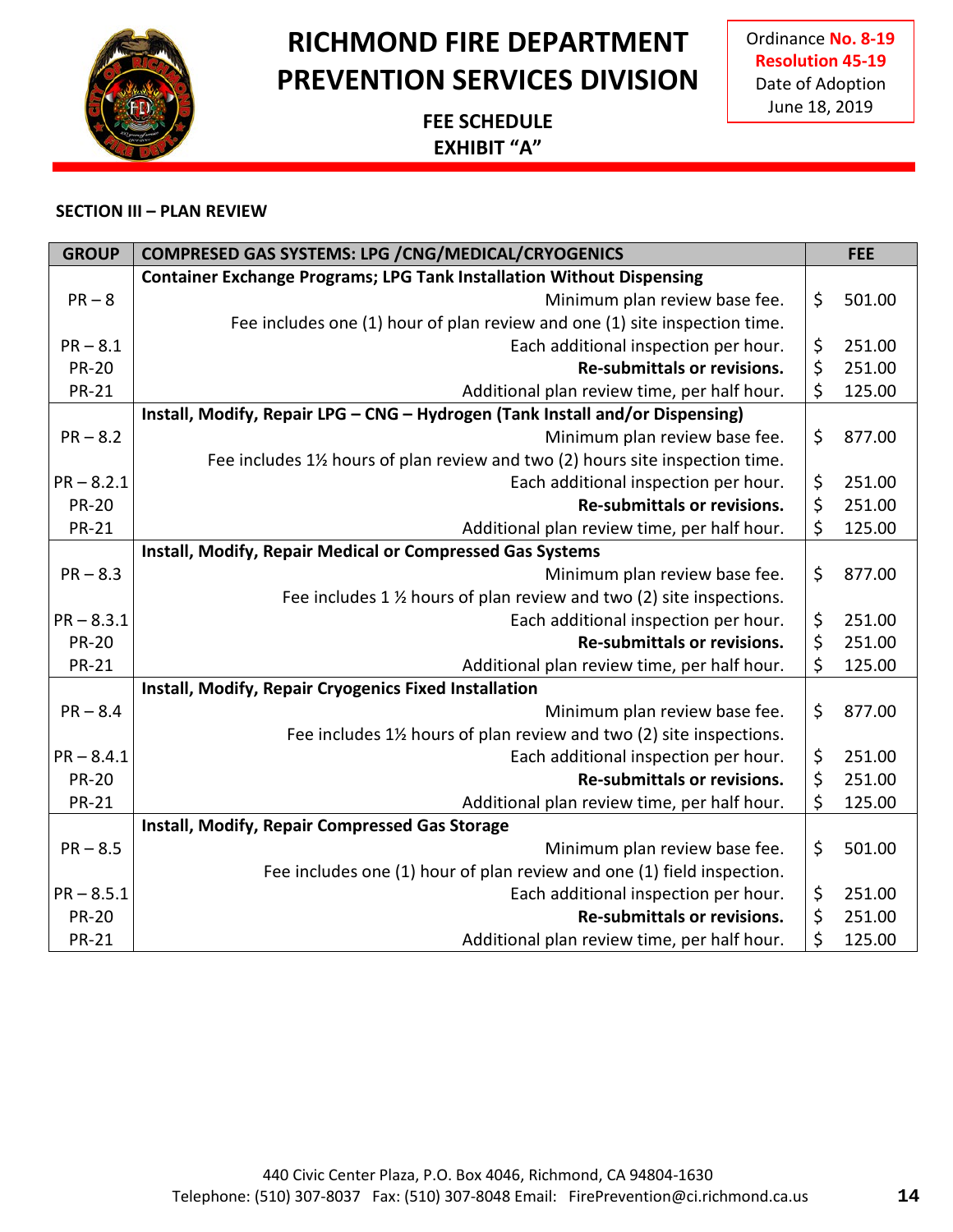# RICHMOND FIRE DEPARTMENT PREVENTION SERVICES DIVISION

**FEE SCHEDULE**
**EXHIBIT "A"**

Ordinance **No. 8-19**
**Resolution 45-19**
Date of Adoption
June 18, 2019

**SECTION III – PLAN REVIEW**

| GROUP | COMPRESED GAS SYSTEMS: LPG /CNG/MEDICAL/CRYOGENICS | FEE |
|---|---|---|
| | **Container Exchange Programs; LPG Tank Installation Without Dispensing** | |
| PR – 8 | Minimum plan review base fee. | $ 501.00 |
| | Fee includes one (1) hour of plan review and one (1) site inspection time. | |
| PR – 8.1 | Each additional inspection per hour. | $ 251.00 |
| PR-20 | **Re-submittals or revisions.** | $ 251.00 |
| PR-21 | Additional plan review time, per half hour. | $ 125.00 |
| | **Install, Modify, Repair LPG – CNG – Hydrogen (Tank Install and/or Dispensing)** | |
| PR – 8.2 | Minimum plan review base fee. | $ 877.00 |
| | Fee includes 1½ hours of plan review and two (2) hours site inspection time. | |
| PR – 8.2.1 | Each additional inspection per hour. | $ 251.00 |
| PR-20 | **Re-submittals or revisions.** | $ 251.00 |
| PR-21 | Additional plan review time, per half hour. | $ 125.00 |
| | **Install, Modify, Repair Medical or Compressed Gas Systems** | |
| PR – 8.3 | Minimum plan review base fee. | $ 877.00 |
| | Fee includes 1 ½ hours of plan review and two (2) site inspections. | |
| PR – 8.3.1 | Each additional inspection per hour. | $ 251.00 |
| PR-20 | **Re-submittals or revisions.** | $ 251.00 |
| PR-21 | Additional plan review time, per half hour. | $ 125.00 |
| | **Install, Modify, Repair Cryogenics Fixed Installation** | |
| PR – 8.4 | Minimum plan review base fee. | $ 877.00 |
| | Fee includes 1½ hours of plan review and two (2) site inspections. | |
| PR – 8.4.1 | Each additional inspection per hour. | $ 251.00 |
| PR-20 | **Re-submittals or revisions.** | $ 251.00 |
| PR-21 | Additional plan review time, per half hour. | $ 125.00 |
| | **Install, Modify, Repair Compressed Gas Storage** | |
| PR – 8.5 | Minimum plan review base fee. | $ 501.00 |
| | Fee includes one (1) hour of plan review and one (1) field inspection. | |
| PR – 8.5.1 | Each additional inspection per hour. | $ 251.00 |
| PR-20 | **Re-submittals or revisions.** | $ 251.00 |
| PR-21 | Additional plan review time, per half hour. | $ 125.00 |

440 Civic Center Plaza, P.O. Box 4046, Richmond, CA 94804-1630
Telephone: (510) 307-8037 Fax: (510) 307-8048 Email: FirePrevention@ci.richmond.ca.us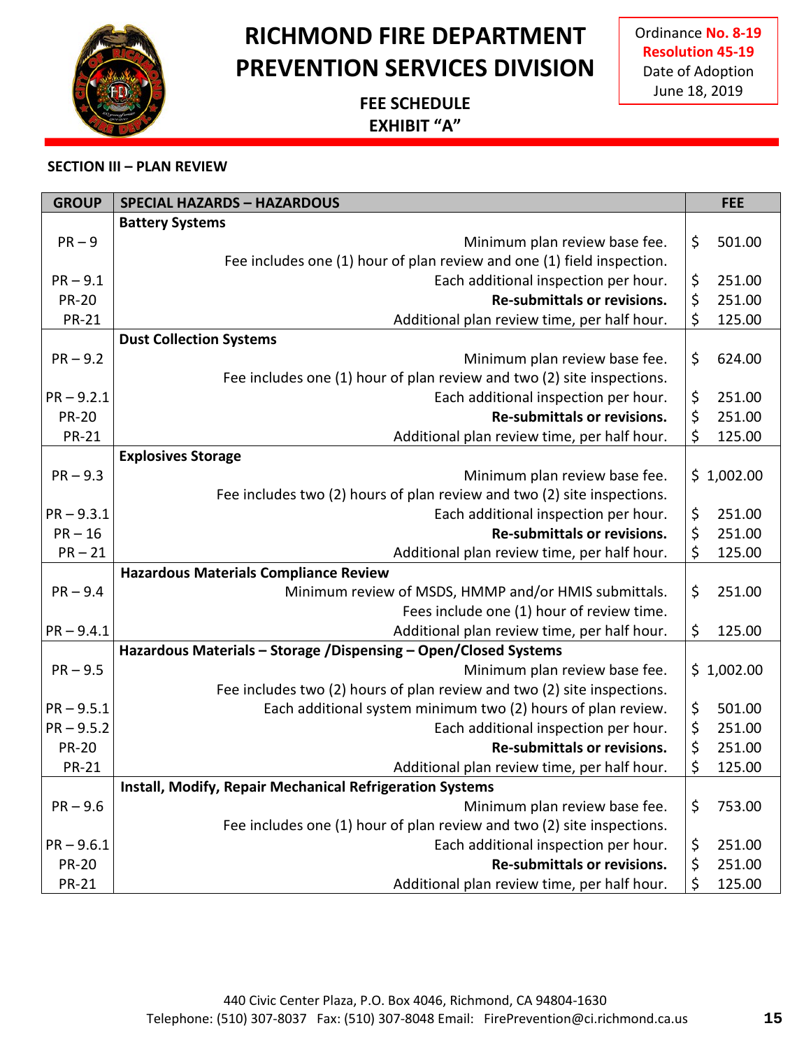# RICHMOND FIRE DEPARTMENT PREVENTION SERVICES DIVISION

**FEE SCHEDULE**
**EXHIBIT "A"**

Ordinance **No. 8-19**
**Resolution 45-19**
Date of Adoption
June 18, 2019

## SECTION III – PLAN REVIEW

| GROUP | SPECIAL HAZARDS – HAZARDOUS | FEE |
|---|---|---|
| | **Battery Systems** | |
| PR – 9 | Minimum plan review base fee. | $ 501.00 |
| | Fee includes one (1) hour of plan review and one (1) field inspection. | |
| PR – 9.1 | Each additional inspection per hour. | $ 251.00 |
| PR-20 | **Re-submittals or revisions.** | $ 251.00 |
| PR-21 | Additional plan review time, per half hour. | $ 125.00 |
| | **Dust Collection Systems** | |
| PR – 9.2 | Minimum plan review base fee. | $ 624.00 |
| | Fee includes one (1) hour of plan review and two (2) site inspections. | |
| PR – 9.2.1 | Each additional inspection per hour. | $ 251.00 |
| PR-20 | **Re-submittals or revisions.** | $ 251.00 |
| PR-21 | Additional plan review time, per half hour. | $ 125.00 |
| | **Explosives Storage** | |
| PR – 9.3 | Minimum plan review base fee. | $ 1,002.00 |
| | Fee includes two (2) hours of plan review and two (2) site inspections. | |
| PR – 9.3.1 | Each additional inspection per hour. | $ 251.00 |
| PR – 16 | **Re-submittals or revisions.** | $ 251.00 |
| PR – 21 | Additional plan review time, per half hour. | $ 125.00 |
| | **Hazardous Materials Compliance Review** | |
| PR – 9.4 | Minimum review of MSDS, HMMP and/or HMIS submittals. | $ 251.00 |
| | Fees include one (1) hour of review time. | |
| PR – 9.4.1 | Additional plan review time, per half hour. | $ 125.00 |
| | **Hazardous Materials – Storage /Dispensing – Open/Closed Systems** | |
| PR – 9.5 | Minimum plan review base fee. | $ 1,002.00 |
| | Fee includes two (2) hours of plan review and two (2) site inspections. | |
| PR – 9.5.1 | Each additional system minimum two (2) hours of plan review. | $ 501.00 |
| PR – 9.5.2 | Each additional inspection per hour. | $ 251.00 |
| PR-20 | **Re-submittals or revisions.** | $ 251.00 |
| PR-21 | Additional plan review time, per half hour. | $ 125.00 |
| | **Install, Modify, Repair Mechanical Refrigeration Systems** | |
| PR – 9.6 | Minimum plan review base fee. | $ 753.00 |
| | Fee includes one (1) hour of plan review and two (2) site inspections. | |
| PR – 9.6.1 | Each additional inspection per hour. | $ 251.00 |
| PR-20 | **Re-submittals or revisions.** | $ 251.00 |
| PR-21 | Additional plan review time, per half hour. | $ 125.00 |

440 Civic Center Plaza, P.O. Box 4046, Richmond, CA 94804-1630
Telephone: (510) 307-8037 Fax: (510) 307-8048 Email: FirePrevention@ci.richmond.ca.us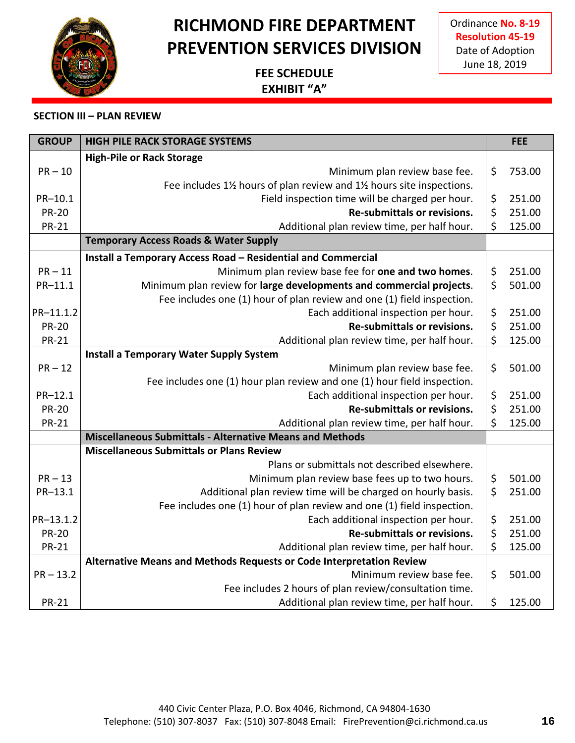# RICHMOND FIRE DEPARTMENT
# PREVENTION SERVICES DIVISION

**FEE SCHEDULE**
**EXHIBIT "A"**

Ordinance **No. 8-19**
**Resolution 45-19**
Date of Adoption
June 18, 2019

**SECTION III – PLAN REVIEW**

| GROUP | HIGH PILE RACK STORAGE SYSTEMS | FEE |
|---|---|---|
| | **High-Pile or Rack Storage** | |
| PR – 10 | Minimum plan review base fee. | $ 753.00 |
| | Fee includes 1½ hours of plan review and 1½ hours site inspections. | |
| PR–10.1 | Field inspection time will be charged per hour. | $ 251.00 |
| PR-20 | **Re-submittals or revisions.** | $ 251.00 |
| PR-21 | Additional plan review time, per half hour. | $ 125.00 |
| | **Temporary Access Roads & Water Supply** | |
| | **Install a Temporary Access Road – Residential and Commercial** | |
| PR – 11 | Minimum plan review base fee for **one and two homes**. | $ 251.00 |
| PR–11.1 | Minimum plan review for **large developments and commercial projects**. | $ 501.00 |
| | Fee includes one (1) hour of plan review and one (1) field inspection. | |
| PR–11.1.2 | Each additional inspection per hour. | $ 251.00 |
| PR-20 | **Re-submittals or revisions.** | $ 251.00 |
| PR-21 | Additional plan review time, per half hour. | $ 125.00 |
| | **Install a Temporary Water Supply System** | |
| PR – 12 | Minimum plan review base fee. | $ 501.00 |
| | Fee includes one (1) hour plan review and one (1) hour field inspection. | |
| PR–12.1 | Each additional inspection per hour. | $ 251.00 |
| PR-20 | **Re-submittals or revisions.** | $ 251.00 |
| PR-21 | Additional plan review time, per half hour. | $ 125.00 |
| | **Miscellaneous Submittals - Alternative Means and Methods** | |
| | **Miscellaneous Submittals or Plans Review** | |
| | Plans or submittals not described elsewhere. | |
| PR – 13 | Minimum plan review base fees up to two hours. | $ 501.00 |
| PR–13.1 | Additional plan review time will be charged on hourly basis. | $ 251.00 |
| | Fee includes one (1) hour of plan review and one (1) field inspection. | |
| PR–13.1.2 | Each additional inspection per hour. | $ 251.00 |
| PR-20 | **Re-submittals or revisions.** | $ 251.00 |
| PR-21 | Additional plan review time, per half hour. | $ 125.00 |
| | **Alternative Means and Methods Requests or Code Interpretation Review** | |
| PR – 13.2 | Minimum review base fee. | $ 501.00 |
| | Fee includes 2 hours of plan review/consultation time. | |
| PR-21 | Additional plan review time, per half hour. | $ 125.00 |

440 Civic Center Plaza, P.O. Box 4046, Richmond, CA 94804-1630
Telephone: (510) 307-8037 Fax: (510) 307-8048 Email: FirePrevention@ci.richmond.ca.us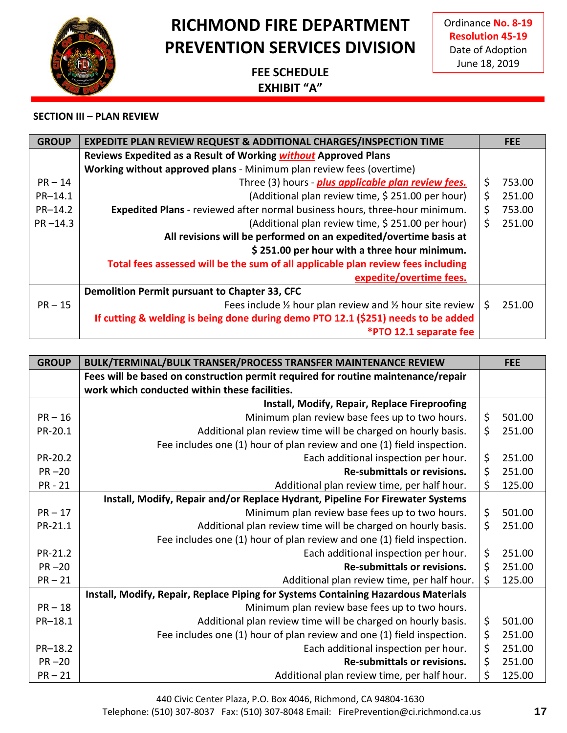# RICHMOND FIRE DEPARTMENT
# PREVENTION SERVICES DIVISION

**FEE SCHEDULE**
**EXHIBIT "A"**

Ordinance **No. 8-19**
**Resolution 45-19**
Date of Adoption
June 18, 2019

**SECTION III – PLAN REVIEW**

| GROUP | EXPEDITE PLAN REVIEW REQUEST & ADDITIONAL CHARGES/INSPECTION TIME | FEE |
|---|---|---|
| | **Reviews Expedited as a Result of Working *without* Approved Plans** | |
| | **Working without approved plans** - Minimum plan review fees (overtime) | |
| PR – 14 | Three (3) hours - ***plus applicable plan review fees.*** | $ 753.00 |
| PR–14.1 | (Additional plan review time, $ 251.00 per hour) | $ 251.00 |
| PR–14.2 | **Expedited Plans** - reviewed after normal business hours, three-hour minimum. | $ 753.00 |
| PR –14.3 | (Additional plan review time, $ 251.00 per hour) | $ 251.00 |
| | **All revisions will be performed on an expedited/overtime basis at $ 251.00 per hour with a three hour minimum.** | |
| | **Total fees assessed will be the sum of all applicable plan review fees including expedite/overtime fees.** | |
| | **Demolition Permit pursuant to Chapter 33, CFC** | |
| PR – 15 | Fees include ½ hour plan review and ½ hour site review | $ 251.00 |
| | **If cutting & welding is being done during demo PTO 12.1 ($251) needs to be added** | |
| | ***PTO 12.1 separate fee** | |

| GROUP | BULK/TERMINAL/BULK TRANSER/PROCESS TRANSFER MAINTENANCE REVIEW | FEE |
|---|---|---|
| | **Fees will be based on construction permit required for routine maintenance/repair work which conducted within these facilities.** | |
| | **Install, Modify, Repair, Replace Fireproofing** | |
| PR – 16 | Minimum plan review base fees up to two hours. | $ 501.00 |
| PR-20.1 | Additional plan review time will be charged on hourly basis. | $ 251.00 |
| | Fee includes one (1) hour of plan review and one (1) field inspection. | |
| PR-20.2 | Each additional inspection per hour. | $ 251.00 |
| PR –20 | **Re-submittals or revisions.** | $ 251.00 |
| PR - 21 | Additional plan review time, per half hour. | $ 125.00 |
| | **Install, Modify, Repair and/or Replace Hydrant, Pipeline For Firewater Systems** | |
| PR – 17 | Minimum plan review base fees up to two hours. | $ 501.00 |
| PR-21.1 | Additional plan review time will be charged on hourly basis. | $ 251.00 |
| | Fee includes one (1) hour of plan review and one (1) field inspection. | |
| PR-21.2 | Each additional inspection per hour. | $ 251.00 |
| PR –20 | **Re-submittals or revisions.** | $ 251.00 |
| PR – 21 | Additional plan review time, per half hour. | $ 125.00 |
| | **Install, Modify, Repair, Replace Piping for Systems Containing Hazardous Materials** | |
| PR – 18 | Minimum plan review base fees up to two hours. | |
| PR–18.1 | Additional plan review time will be charged on hourly basis. | $ 501.00 |
| | Fee includes one (1) hour of plan review and one (1) field inspection. | $ 251.00 |
| PR–18.2 | Each additional inspection per hour. | $ 251.00 |
| PR –20 | **Re-submittals or revisions.** | $ 251.00 |
| PR – 21 | Additional plan review time, per half hour. | $ 125.00 |

440 Civic Center Plaza, P.O. Box 4046, Richmond, CA 94804-1630
Telephone: (510) 307-8037 Fax: (510) 307-8048 Email: FirePrevention@ci.richmond.ca.us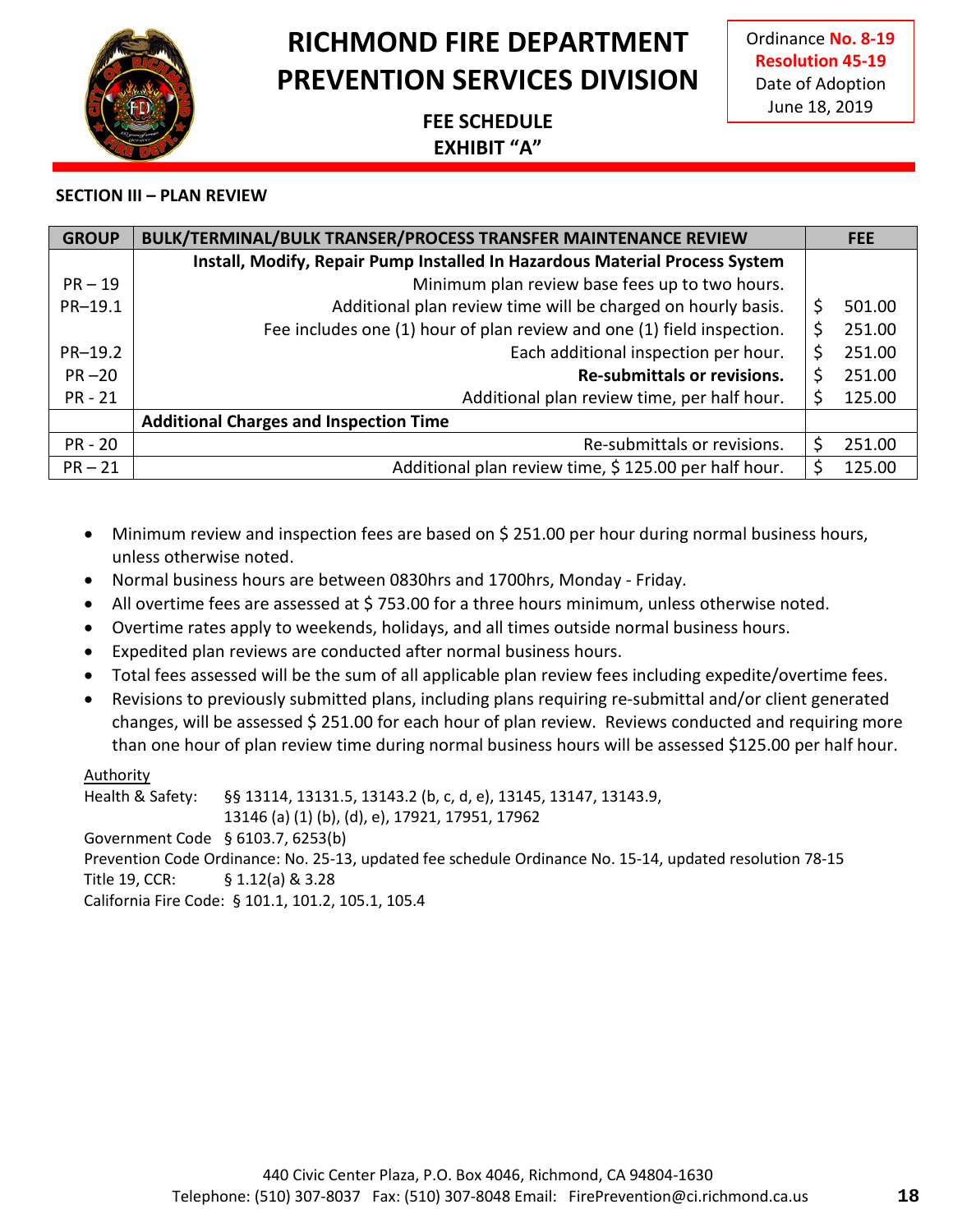# RICHMOND FIRE DEPARTMENT PREVENTION SERVICES DIVISION

**FEE SCHEDULE**
**EXHIBIT "A"**

Ordinance **No. 8-19**
**Resolution 45-19**
Date of Adoption
June 18, 2019

### SECTION III – PLAN REVIEW

| GROUP | BULK/TERMINAL/BULK TRANSER/PROCESS TRANSFER MAINTENANCE REVIEW | FEE |
|---|---|---|
| | **Install, Modify, Repair Pump Installed In Hazardous Material Process System** | |
| PR – 19 | Minimum plan review base fees up to two hours. | |
| PR–19.1 | Additional plan review time will be charged on hourly basis. | $ 501.00 |
| | Fee includes one (1) hour of plan review and one (1) field inspection. | $ 251.00 |
| PR–19.2 | Each additional inspection per hour. | $ 251.00 |
| PR –20 | **Re-submittals or revisions.** | $ 251.00 |
| PR - 21 | Additional plan review time, per half hour. | $ 125.00 |
| | **Additional Charges and Inspection Time** | |
| PR - 20 | Re-submittals or revisions. | $ 251.00 |
| PR – 21 | Additional plan review time, $ 125.00 per half hour. | $ 125.00 |

- Minimum review and inspection fees are based on $ 251.00 per hour during normal business hours, unless otherwise noted.
- Normal business hours are between 0830hrs and 1700hrs, Monday - Friday.
- All overtime fees are assessed at $ 753.00 for a three hours minimum, unless otherwise noted.
- Overtime rates apply to weekends, holidays, and all times outside normal business hours.
- Expedited plan reviews are conducted after normal business hours.
- Total fees assessed will be the sum of all applicable plan review fees including expedite/overtime fees.
- Revisions to previously submitted plans, including plans requiring re-submittal and/or client generated changes, will be assessed $ 251.00 for each hour of plan review. Reviews conducted and requiring more than one hour of plan review time during normal business hours will be assessed $125.00 per half hour.

Authority
Health & Safety: §§ 13114, 13131.5, 13143.2 (b, c, d, e), 13145, 13147, 13143.9, 13146 (a) (1) (b), (d), e), 17921, 17951, 17962
Government Code § 6103.7, 6253(b)
Prevention Code Ordinance: No. 25-13, updated fee schedule Ordinance No. 15-14, updated resolution 78-15
Title 19, CCR: § 1.12(a) & 3.28
California Fire Code: § 101.1, 101.2, 105.1, 105.4

440 Civic Center Plaza, P.O. Box 4046, Richmond, CA 94804-1630
Telephone: (510) 307-8037 Fax: (510) 307-8048 Email: FirePrevention@ci.richmond.ca.us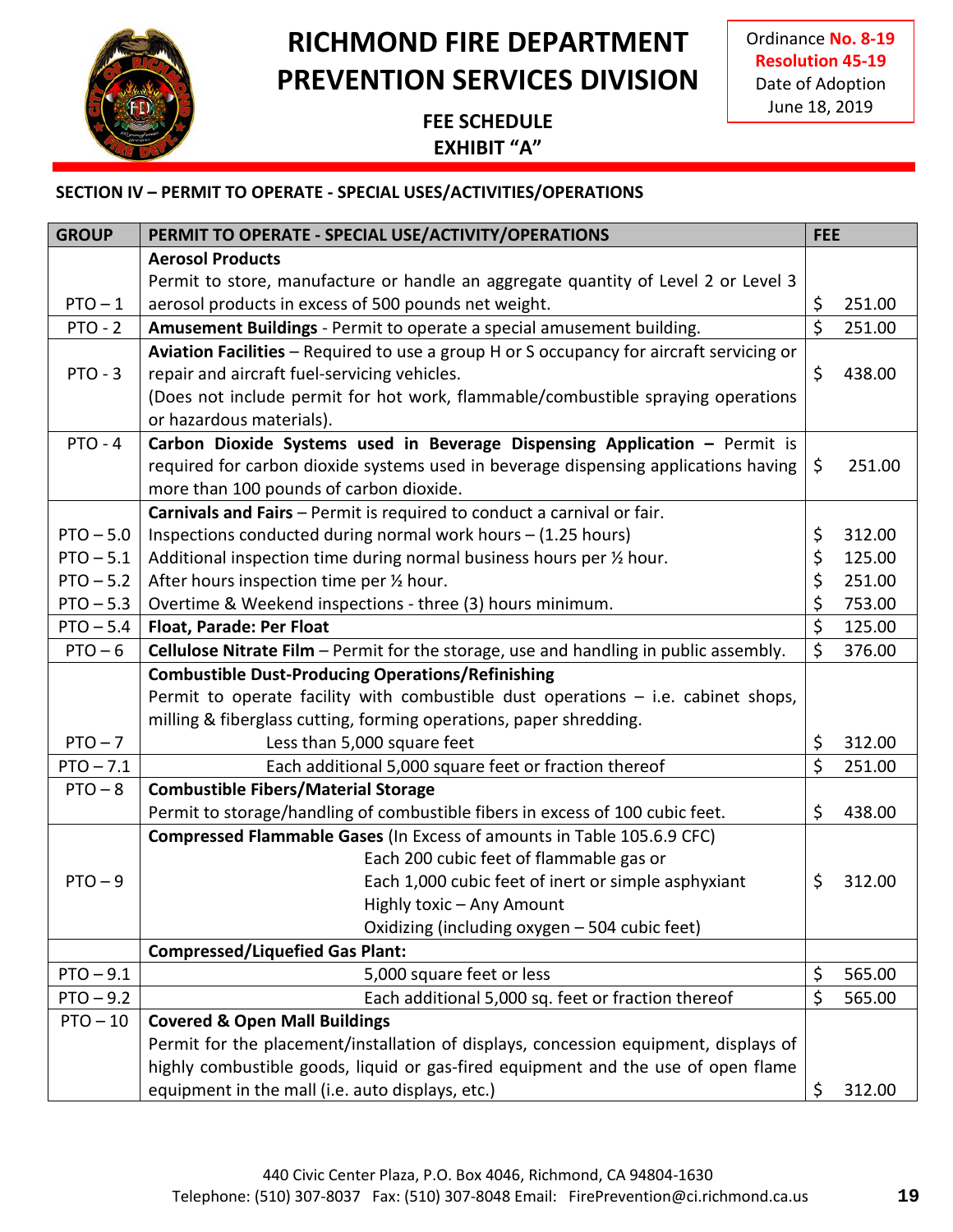# RICHMOND FIRE DEPARTMENT PREVENTION SERVICES DIVISION

**FEE SCHEDULE**
**EXHIBIT "A"**

Ordinance **No. 8-19**
**Resolution 45-19**
Date of Adoption
June 18, 2019

## SECTION IV – PERMIT TO OPERATE - SPECIAL USES/ACTIVITIES/OPERATIONS

| GROUP | PERMIT TO OPERATE - SPECIAL USE/ACTIVITY/OPERATIONS | FEE |
|---|---|---|
| PTO – 1 | **Aerosol Products** Permit to store, manufacture or handle an aggregate quantity of Level 2 or Level 3 aerosol products in excess of 500 pounds net weight. | $ 251.00 |
| PTO - 2 | **Amusement Buildings** - Permit to operate a special amusement building. | $ 251.00 |
| PTO - 3 | **Aviation Facilities** – Required to use a group H or S occupancy for aircraft servicing or repair and aircraft fuel-servicing vehicles. (Does not include permit for hot work, flammable/combustible spraying operations or hazardous materials). | $ 438.00 |
| PTO - 4 | **Carbon Dioxide Systems used in Beverage Dispensing Application –** Permit is required for carbon dioxide systems used in beverage dispensing applications having more than 100 pounds of carbon dioxide. | $ 251.00 |
| | **Carnivals and Fairs** – Permit is required to conduct a carnival or fair. | |
| PTO – 5.0 | Inspections conducted during normal work hours – (1.25 hours) | $ 312.00 |
| PTO – 5.1 | Additional inspection time during normal business hours per ½ hour. | $ 125.00 |
| PTO – 5.2 | After hours inspection time per ½ hour. | $ 251.00 |
| PTO – 5.3 | Overtime & Weekend inspections - three (3) hours minimum. | $ 753.00 |
| PTO – 5.4 | **Float, Parade: Per Float** | $ 125.00 |
| PTO – 6 | **Cellulose Nitrate Film** – Permit for the storage, use and handling in public assembly. | $ 376.00 |
| | **Combustible Dust-Producing Operations/Refinishing** Permit to operate facility with combustible dust operations – i.e. cabinet shops, milling & fiberglass cutting, forming operations, paper shredding. | |
| PTO – 7 | Less than 5,000 square feet | $ 312.00 |
| PTO – 7.1 | Each additional 5,000 square feet or fraction thereof | $ 251.00 |
| PTO – 8 | **Combustible Fibers/Material Storage** Permit to storage/handling of combustible fibers in excess of 100 cubic feet. | $ 438.00 |
| PTO – 9 | **Compressed Flammable Gases** (In Excess of amounts in Table 105.6.9 CFC) Each 200 cubic feet of flammable gas or Each 1,000 cubic feet of inert or simple asphyxiant Highly toxic – Any Amount Oxidizing (including oxygen – 504 cubic feet) | $ 312.00 |
| | **Compressed/Liquefied Gas Plant:** | |
| PTO – 9.1 | 5,000 square feet or less | $ 565.00 |
| PTO – 9.2 | Each additional 5,000 sq. feet or fraction thereof | $ 565.00 |
| PTO – 10 | **Covered & Open Mall Buildings** Permit for the placement/installation of displays, concession equipment, displays of highly combustible goods, liquid or gas-fired equipment and the use of open flame equipment in the mall (i.e. auto displays, etc.) | $ 312.00 |

440 Civic Center Plaza, P.O. Box 4046, Richmond, CA 94804-1630
Telephone: (510) 307-8037 Fax: (510) 307-8048 Email: FirePrevention@ci.richmond.ca.us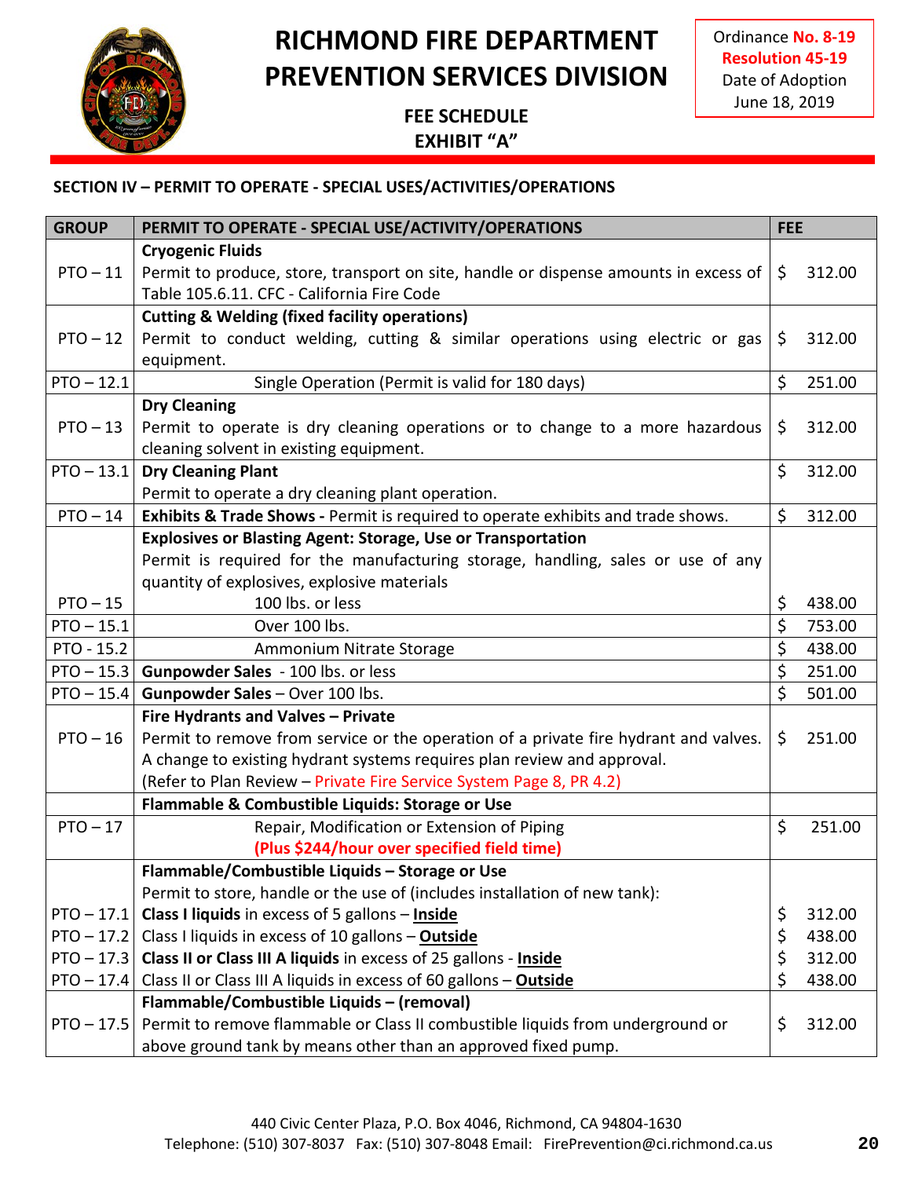# RICHMOND FIRE DEPARTMENT PREVENTION SERVICES DIVISION

**FEE SCHEDULE**
**EXHIBIT "A"**

Ordinance **No. 8-19**
**Resolution 45-19**
Date of Adoption
June 18, 2019

## SECTION IV – PERMIT TO OPERATE - SPECIAL USES/ACTIVITIES/OPERATIONS

| GROUP | PERMIT TO OPERATE - SPECIAL USE/ACTIVITY/OPERATIONS | FEE |
|---|---|---|
| PTO – 11 | **Cryogenic Fluids**<br>Permit to produce, store, transport on site, handle or dispense amounts in excess of Table 105.6.11. CFC - California Fire Code | $ 312.00 |
| PTO – 12 | **Cutting & Welding (fixed facility operations)**<br>Permit to conduct welding, cutting & similar operations using electric or gas equipment. | $ 312.00 |
| PTO – 12.1 | Single Operation (Permit is valid for 180 days) | $ 251.00 |
| PTO – 13 | **Dry Cleaning**<br>Permit to operate is dry cleaning operations or to change to a more hazardous cleaning solvent in existing equipment. | $ 312.00 |
| PTO – 13.1 | **Dry Cleaning Plant**<br>Permit to operate a dry cleaning plant operation. | $ 312.00 |
| PTO – 14 | **Exhibits & Trade Shows -** Permit is required to operate exhibits and trade shows. | $ 312.00 |
| | **Explosives or Blasting Agent: Storage, Use or Transportation**<br>Permit is required for the manufacturing storage, handling, sales or use of any quantity of explosives, explosive materials | |
| PTO – 15 | 100 lbs. or less | $ 438.00 |
| PTO – 15.1 | Over 100 lbs. | $ 753.00 |
| PTO - 15.2 | Ammonium Nitrate Storage | $ 438.00 |
| PTO – 15.3 | **Gunpowder Sales** - 100 lbs. or less | $ 251.00 |
| PTO – 15.4 | **Gunpowder Sales** – Over 100 lbs. | $ 501.00 |
| PTO – 16 | **Fire Hydrants and Valves – Private**<br>Permit to remove from service or the operation of a private fire hydrant and valves. A change to existing hydrant systems requires plan review and approval.<br>(Refer to Plan Review – Private Fire Service System Page 8, PR 4.2) | $ 251.00 |
| | **Flammable & Combustible Liquids: Storage or Use** | |
| PTO – 17 | Repair, Modification or Extension of Piping<br>**(Plus $244/hour over specified field time)** | $ 251.00 |
| | **Flammable/Combustible Liquids – Storage or Use**<br>Permit to store, handle or the use of (includes installation of new tank): | |
| PTO – 17.1 | **Class I liquids** in excess of 5 gallons – **Inside** | $ 312.00 |
| PTO – 17.2 | Class I liquids in excess of 10 gallons – **Outside** | $ 438.00 |
| PTO – 17.3 | **Class II or Class III A liquids** in excess of 25 gallons - **Inside** | $ 312.00 |
| PTO – 17.4 | Class II or Class III A liquids in excess of 60 gallons – **Outside** | $ 438.00 |
| PTO – 17.5 | **Flammable/Combustible Liquids – (removal)**<br>Permit to remove flammable or Class II combustible liquids from underground or above ground tank by means other than an approved fixed pump. | $ 312.00 |

440 Civic Center Plaza, P.O. Box 4046, Richmond, CA 94804-1630
Telephone: (510) 307-8037 Fax: (510) 307-8048 Email: FirePrevention@ci.richmond.ca.us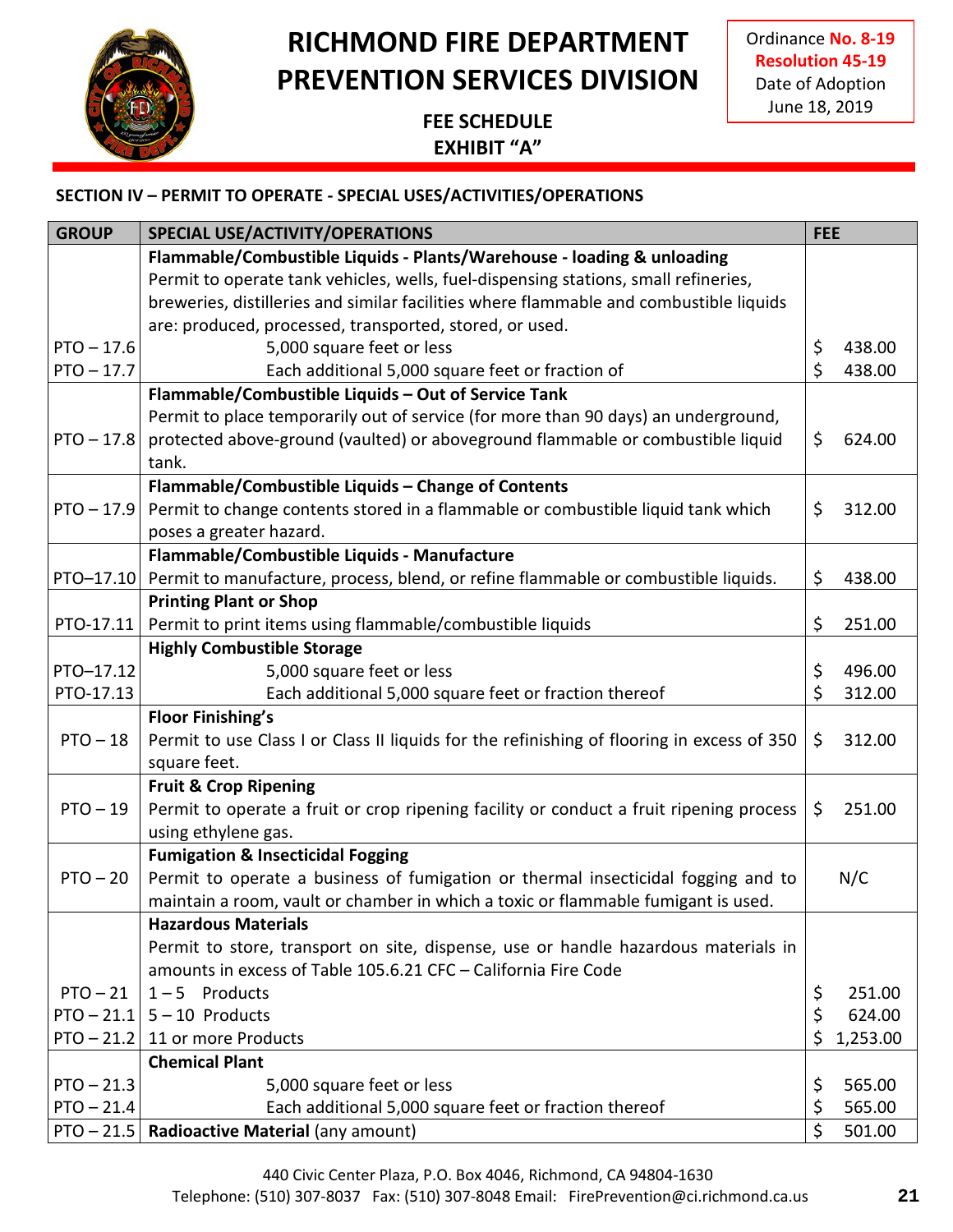# RICHMOND FIRE DEPARTMENT
# PREVENTION SERVICES DIVISION

Ordinance **No. 8-19**
**Resolution 45-19**
Date of Adoption
June 18, 2019

**FEE SCHEDULE**
**EXHIBIT "A"**

**SECTION IV – PERMIT TO OPERATE - SPECIAL USES/ACTIVITIES/OPERATIONS**

| GROUP | SPECIAL USE/ACTIVITY/OPERATIONS | FEE |
|---|---|---|
| | **Flammable/Combustible Liquids - Plants/Warehouse - loading & unloading** Permit to operate tank vehicles, wells, fuel-dispensing stations, small refineries, breweries, distilleries and similar facilities where flammable and combustible liquids are: produced, processed, transported, stored, or used. | |
| PTO – 17.6 | 5,000 square feet or less | $ 438.00 |
| PTO – 17.7 | Each additional 5,000 square feet or fraction of | $ 438.00 |
| PTO – 17.8 | **Flammable/Combustible Liquids – Out of Service Tank** Permit to place temporarily out of service (for more than 90 days) an underground, protected above-ground (vaulted) or aboveground flammable or combustible liquid tank. | $ 624.00 |
| PTO – 17.9 | **Flammable/Combustible Liquids – Change of Contents** Permit to change contents stored in a flammable or combustible liquid tank which poses a greater hazard. | $ 312.00 |
| PTO–17.10 | **Flammable/Combustible Liquids - Manufacture** Permit to manufacture, process, blend, or refine flammable or combustible liquids. | $ 438.00 |
| PTO-17.11 | **Printing Plant or Shop** Permit to print items using flammable/combustible liquids | $ 251.00 |
| | **Highly Combustible Storage** | |
| PTO–17.12 | 5,000 square feet or less | $ 496.00 |
| PTO-17.13 | Each additional 5,000 square feet or fraction thereof | $ 312.00 |
| PTO – 18 | **Floor Finishing's** Permit to use Class I or Class II liquids for the refinishing of flooring in excess of 350 square feet. | $ 312.00 |
| PTO – 19 | **Fruit & Crop Ripening** Permit to operate a fruit or crop ripening facility or conduct a fruit ripening process using ethylene gas. | $ 251.00 |
| PTO – 20 | **Fumigation & Insecticidal Fogging** Permit to operate a business of fumigation or thermal insecticidal fogging and to maintain a room, vault or chamber in which a toxic or flammable fumigant is used. | N/C |
| | **Hazardous Materials** Permit to store, transport on site, dispense, use or handle hazardous materials in amounts in excess of Table 105.6.21 CFC – California Fire Code | |
| PTO – 21 | 1 – 5 Products | $ 251.00 |
| PTO – 21.1 | 5 – 10 Products | $ 624.00 |
| PTO – 21.2 | 11 or more Products | $ 1,253.00 |
| | **Chemical Plant** | |
| PTO – 21.3 | 5,000 square feet or less | $ 565.00 |
| PTO – 21.4 | Each additional 5,000 square feet or fraction thereof | $ 565.00 |
| PTO – 21.5 | **Radioactive Material** (any amount) | $ 501.00 |

440 Civic Center Plaza, P.O. Box 4046, Richmond, CA 94804-1630
Telephone: (510) 307-8037 Fax: (510) 307-8048 Email: FirePrevention@ci.richmond.ca.us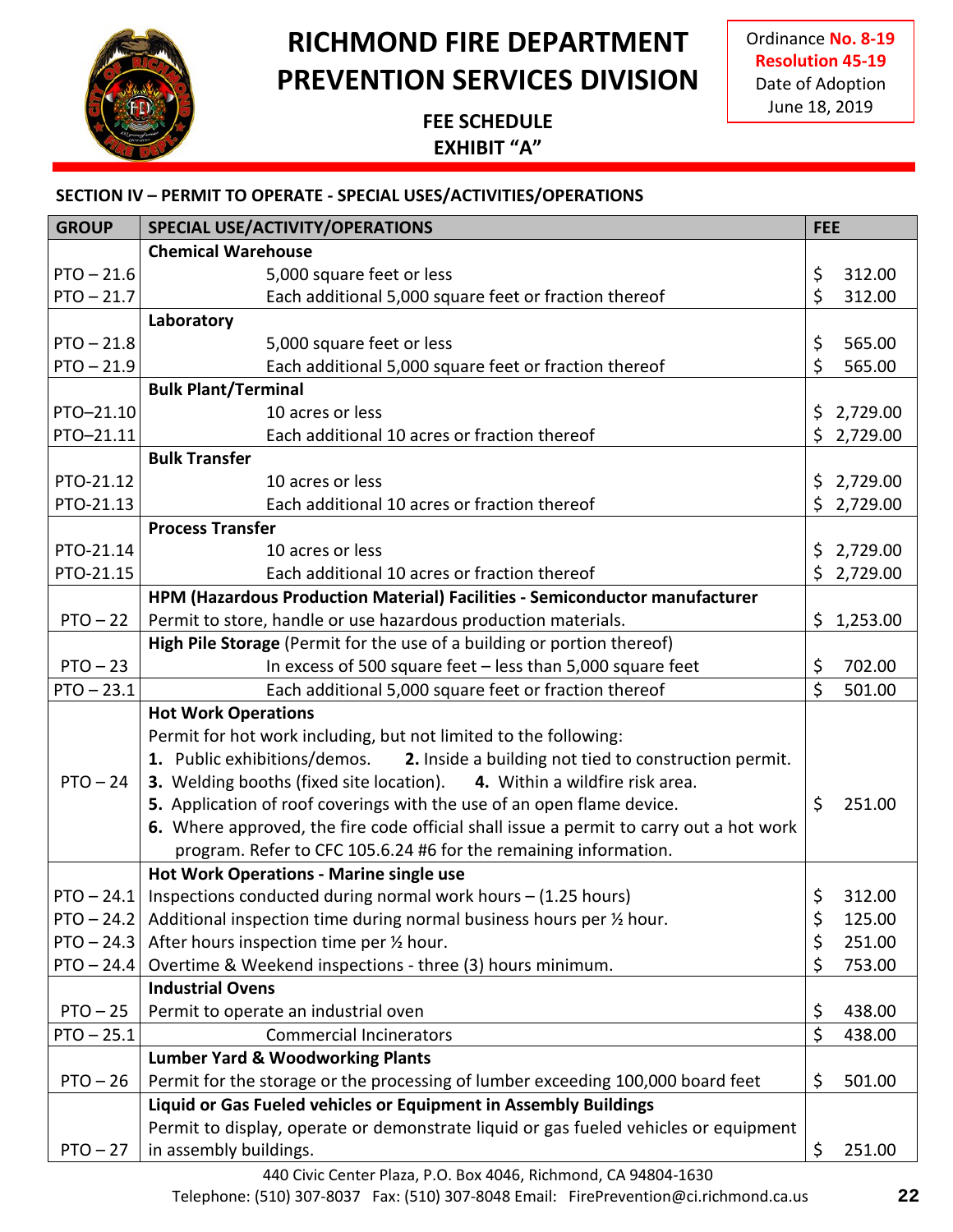# RICHMOND FIRE DEPARTMENT PREVENTION SERVICES DIVISION

Ordinance **No. 8-19**
**Resolution 45-19**
Date of Adoption
June 18, 2019

**FEE SCHEDULE**
**EXHIBIT "A"**

## SECTION IV – PERMIT TO OPERATE - SPECIAL USES/ACTIVITIES/OPERATIONS

| GROUP | SPECIAL USE/ACTIVITY/OPERATIONS | FEE |
|---|---|---|
| | **Chemical Warehouse** | |
| PTO – 21.6 | 5,000 square feet or less | $ 312.00 |
| PTO – 21.7 | Each additional 5,000 square feet or fraction thereof | $ 312.00 |
| | **Laboratory** | |
| PTO – 21.8 | 5,000 square feet or less | $ 565.00 |
| PTO – 21.9 | Each additional 5,000 square feet or fraction thereof | $ 565.00 |
| | **Bulk Plant/Terminal** | |
| PTO–21.10 | 10 acres or less | $ 2,729.00 |
| PTO–21.11 | Each additional 10 acres or fraction thereof | $ 2,729.00 |
| | **Bulk Transfer** | |
| PTO-21.12 | 10 acres or less | $ 2,729.00 |
| PTO-21.13 | Each additional 10 acres or fraction thereof | $ 2,729.00 |
| | **Process Transfer** | |
| PTO-21.14 | 10 acres or less | $ 2,729.00 |
| PTO-21.15 | Each additional 10 acres or fraction thereof | $ 2,729.00 |
| | **HPM (Hazardous Production Material) Facilities - Semiconductor manufacturer** | |
| PTO – 22 | Permit to store, handle or use hazardous production materials. | $ 1,253.00 |
| | **High Pile Storage** (Permit for the use of a building or portion thereof) | |
| PTO – 23 | In excess of 500 square feet – less than 5,000 square feet | $ 702.00 |
| PTO – 23.1 | Each additional 5,000 square feet or fraction thereof | $ 501.00 |
| PTO – 24 | **Hot Work Operations**<br>Permit for hot work including, but not limited to the following:<br>**1.** Public exhibitions/demos. **2.** Inside a building not tied to construction permit.<br>**3.** Welding booths (fixed site location). **4.** Within a wildfire risk area.<br>**5.** Application of roof coverings with the use of an open flame device.<br>**6.** Where approved, the fire code official shall issue a permit to carry out a hot work program. Refer to CFC 105.6.24 #6 for the remaining information. | $ 251.00 |
| | **Hot Work Operations - Marine single use** | |
| PTO – 24.1 | Inspections conducted during normal work hours – (1.25 hours) | $ 312.00 |
| PTO – 24.2 | Additional inspection time during normal business hours per ½ hour. | $ 125.00 |
| PTO – 24.3 | After hours inspection time per ½ hour. | $ 251.00 |
| PTO – 24.4 | Overtime & Weekend inspections - three (3) hours minimum. | $ 753.00 |
| | **Industrial Ovens** | |
| PTO – 25 | Permit to operate an industrial oven | $ 438.00 |
| PTO – 25.1 | Commercial Incinerators | $ 438.00 |
| | **Lumber Yard & Woodworking Plants** | |
| PTO – 26 | Permit for the storage or the processing of lumber exceeding 100,000 board feet | $ 501.00 |
| | **Liquid or Gas Fueled vehicles or Equipment in Assembly Buildings** | |
| PTO – 27 | Permit to display, operate or demonstrate liquid or gas fueled vehicles or equipment in assembly buildings. | $ 251.00 |

440 Civic Center Plaza, P.O. Box 4046, Richmond, CA 94804-1630
Telephone: (510) 307-8037 Fax: (510) 307-8048 Email: FirePrevention@ci.richmond.ca.us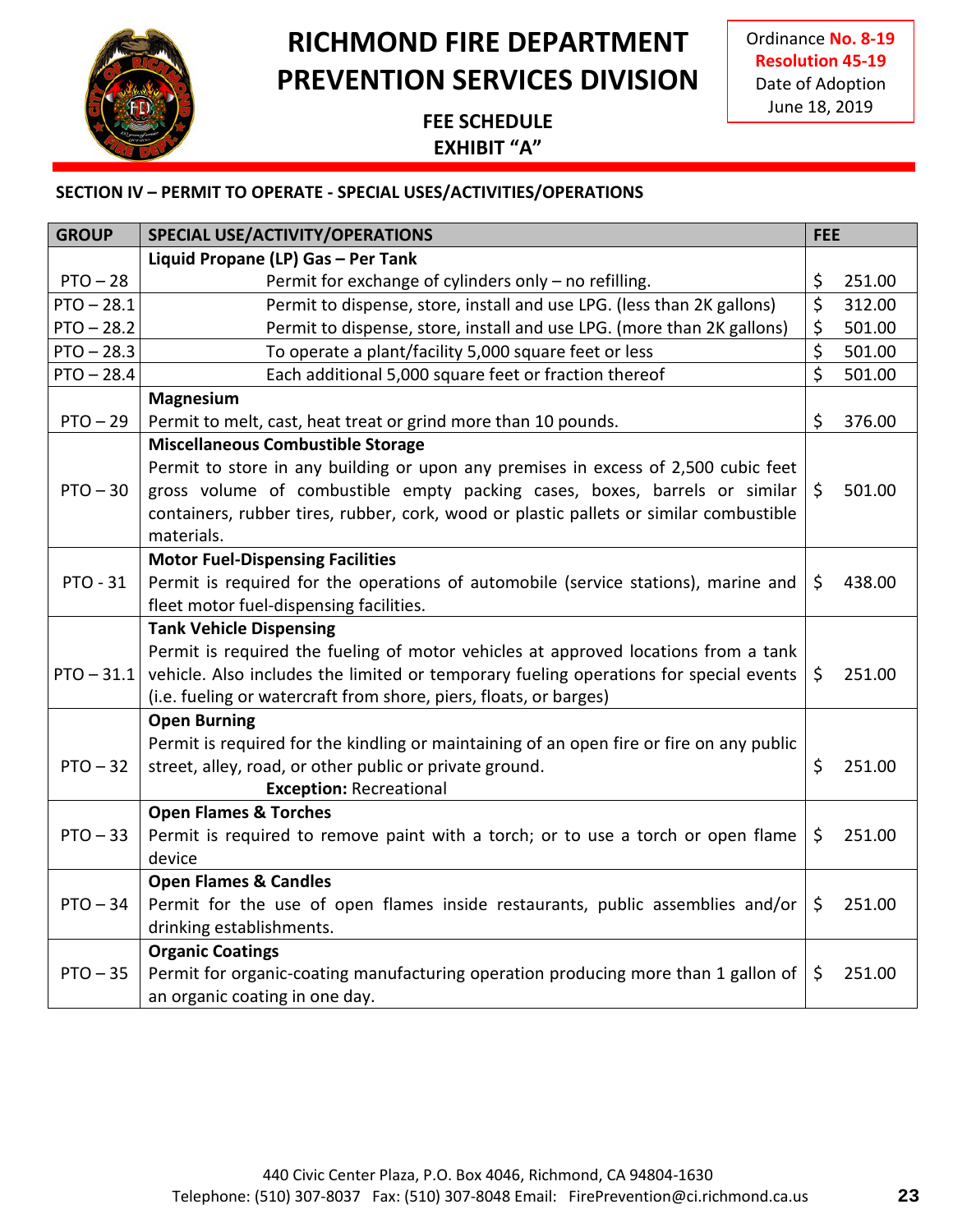# RICHMOND FIRE DEPARTMENT PREVENTION SERVICES DIVISION

Ordinance **No. 8-19**
**Resolution 45-19**
Date of Adoption
June 18, 2019

**FEE SCHEDULE**
**EXHIBIT "A"**

### SECTION IV – PERMIT TO OPERATE - SPECIAL USES/ACTIVITIES/OPERATIONS

| GROUP | SPECIAL USE/ACTIVITY/OPERATIONS | FEE |
|---|---|---|
| | **Liquid Propane (LP) Gas – Per Tank** | |
| PTO – 28 | Permit for exchange of cylinders only – no refilling. | $ 251.00 |
| PTO – 28.1 | Permit to dispense, store, install and use LPG. (less than 2K gallons) | $ 312.00 |
| PTO – 28.2 | Permit to dispense, store, install and use LPG. (more than 2K gallons) | $ 501.00 |
| PTO – 28.3 | To operate a plant/facility 5,000 square feet or less | $ 501.00 |
| PTO – 28.4 | Each additional 5,000 square feet or fraction thereof | $ 501.00 |
| PTO – 29 | **Magnesium**<br>Permit to melt, cast, heat treat or grind more than 10 pounds. | $ 376.00 |
| PTO – 30 | **Miscellaneous Combustible Storage**<br>Permit to store in any building or upon any premises in excess of 2,500 cubic feet gross volume of combustible empty packing cases, boxes, barrels or similar containers, rubber tires, rubber, cork, wood or plastic pallets or similar combustible materials. | $ 501.00 |
| PTO - 31 | **Motor Fuel-Dispensing Facilities**<br>Permit is required for the operations of automobile (service stations), marine and fleet motor fuel-dispensing facilities. | $ 438.00 |
| PTO – 31.1 | **Tank Vehicle Dispensing**<br>Permit is required the fueling of motor vehicles at approved locations from a tank vehicle. Also includes the limited or temporary fueling operations for special events (i.e. fueling or watercraft from shore, piers, floats, or barges) | $ 251.00 |
| PTO – 32 | **Open Burning**<br>Permit is required for the kindling or maintaining of an open fire or fire on any public street, alley, road, or other public or private ground.<br>**Exception:** Recreational | $ 251.00 |
| PTO – 33 | **Open Flames & Torches**<br>Permit is required to remove paint with a torch; or to use a torch or open flame device | $ 251.00 |
| PTO – 34 | **Open Flames & Candles**<br>Permit for the use of open flames inside restaurants, public assemblies and/or drinking establishments. | $ 251.00 |
| PTO – 35 | **Organic Coatings**<br>Permit for organic-coating manufacturing operation producing more than 1 gallon of an organic coating in one day. | $ 251.00 |

440 Civic Center Plaza, P.O. Box 4046, Richmond, CA 94804-1630
Telephone: (510) 307-8037 Fax: (510) 307-8048 Email: FirePrevention@ci.richmond.ca.us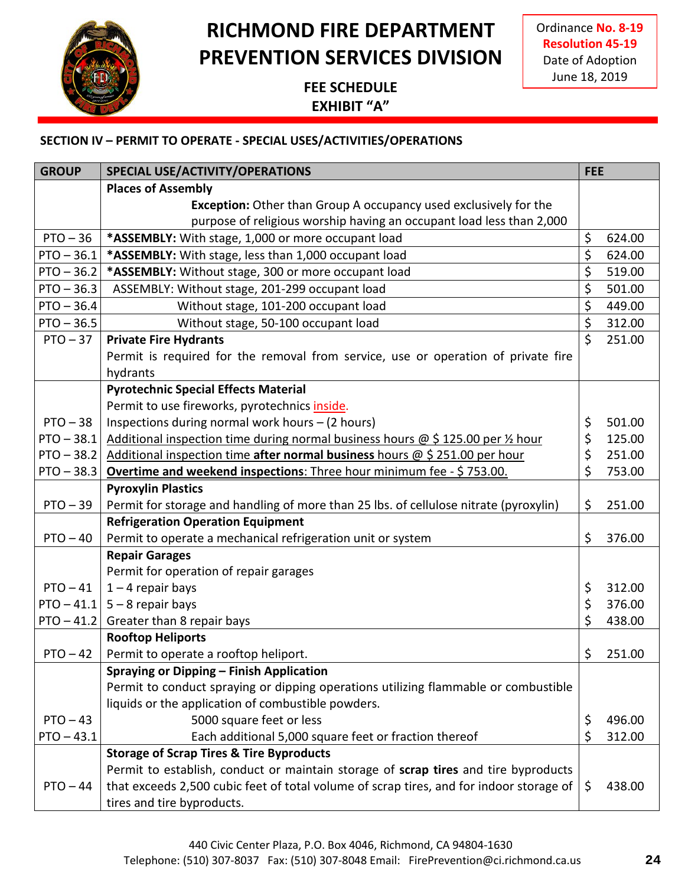# RICHMOND FIRE DEPARTMENT
# PREVENTION SERVICES DIVISION

Ordinance **No. 8-19**
**Resolution 45-19**
Date of Adoption
June 18, 2019

**FEE SCHEDULE**
**EXHIBIT "A"**

## SECTION IV – PERMIT TO OPERATE - SPECIAL USES/ACTIVITIES/OPERATIONS

| GROUP | SPECIAL USE/ACTIVITY/OPERATIONS | FEE |
|---|---|---|
| | **Places of Assembly** | |
| | **Exception:** Other than Group A occupancy used exclusively for the purpose of religious worship having an occupant load less than 2,000 | |
| PTO – 36 | ***ASSEMBLY:** With stage, 1,000 or more occupant load | $ 624.00 |
| PTO – 36.1 | ***ASSEMBLY:** With stage, less than 1,000 occupant load | $ 624.00 |
| PTO – 36.2 | ***ASSEMBLY:** Without stage, 300 or more occupant load | $ 519.00 |
| PTO – 36.3 | ASSEMBLY: Without stage, 201-299 occupant load | $ 501.00 |
| PTO – 36.4 | Without stage, 101-200 occupant load | $ 449.00 |
| PTO – 36.5 | Without stage, 50-100 occupant load | $ 312.00 |
| PTO – 37 | **Private Fire Hydrants**<br>Permit is required for the removal from service, use or operation of private fire hydrants | $ 251.00 |
| | **Pyrotechnic Special Effects Material**<br>Permit to use fireworks, pyrotechnics inside. | |
| PTO – 38 | Inspections during normal work hours – (2 hours) | $ 501.00 |
| PTO – 38.1 | Additional inspection time during normal business hours @ $ 125.00 per ½ hour | $ 125.00 |
| PTO – 38.2 | Additional inspection time **after normal business** hours @ $ 251.00 per hour | $ 251.00 |
| PTO – 38.3 | **Overtime and weekend inspections**: Three hour minimum fee - $ 753.00. | $ 753.00 |
| | **Pyroxylin Plastics** | |
| PTO – 39 | Permit for storage and handling of more than 25 lbs. of cellulose nitrate (pyroxylin) | $ 251.00 |
| | **Refrigeration Operation Equipment** | |
| PTO – 40 | Permit to operate a mechanical refrigeration unit or system | $ 376.00 |
| | **Repair Garages**<br>Permit for operation of repair garages | |
| PTO – 41 | 1 – 4 repair bays | $ 312.00 |
| PTO – 41.1 | 5 – 8 repair bays | $ 376.00 |
| PTO – 41.2 | Greater than 8 repair bays | $ 438.00 |
| | **Rooftop Heliports** | |
| PTO – 42 | Permit to operate a rooftop heliport. | $ 251.00 |
| | **Spraying or Dipping – Finish Application**<br>Permit to conduct spraying or dipping operations utilizing flammable or combustible liquids or the application of combustible powders. | |
| PTO – 43 | 5000 square feet or less | $ 496.00 |
| PTO – 43.1 | Each additional 5,000 square feet or fraction thereof | $ 312.00 |
| | **Storage of Scrap Tires & Tire Byproducts** | |
| PTO – 44 | Permit to establish, conduct or maintain storage of **scrap tires** and tire byproducts that exceeds 2,500 cubic feet of total volume of scrap tires, and for indoor storage of tires and tire byproducts. | $ 438.00 |

440 Civic Center Plaza, P.O. Box 4046, Richmond, CA 94804-1630
Telephone: (510) 307-8037 Fax: (510) 307-8048 Email: FirePrevention@ci.richmond.ca.us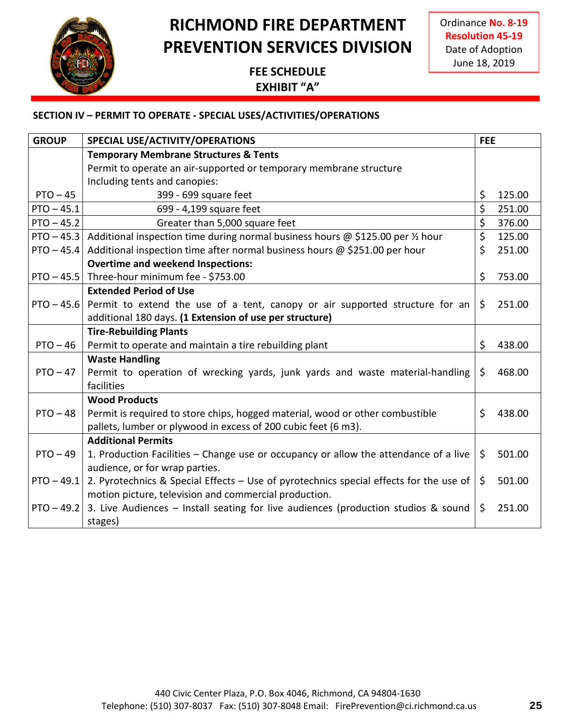# RICHMOND FIRE DEPARTMENT PREVENTION SERVICES DIVISION

Ordinance **No. 8-19**
**Resolution 45-19**
Date of Adoption
June 18, 2019

**FEE SCHEDULE**
**EXHIBIT "A"**

**SECTION IV – PERMIT TO OPERATE - SPECIAL USES/ACTIVITIES/OPERATIONS**

| GROUP | SPECIAL USE/ACTIVITY/OPERATIONS | FEE |
|---|---|---|
| | **Temporary Membrane Structures & Tents** Permit to operate an air-supported or temporary membrane structure Including tents and canopies: | |
| PTO – 45 | 399 - 699 square feet | $ 125.00 |
| PTO – 45.1 | 699 - 4,199 square feet | $ 251.00 |
| PTO – 45.2 | Greater than 5,000 square feet | $ 376.00 |
| PTO – 45.3 | Additional inspection time during normal business hours @ $125.00 per ½ hour | $ 125.00 |
| PTO – 45.4 | Additional inspection time after normal business hours @ $251.00 per hour | $ 251.00 |
| | **Overtime and weekend Inspections:** | |
| PTO – 45.5 | Three-hour minimum fee - $753.00 | $ 753.00 |
| PTO – 45.6 | **Extended Period of Use** Permit to extend the use of a tent, canopy or air supported structure for an additional 180 days. **(1 Extension of use per structure)** | $ 251.00 |
| PTO – 46 | **Tire-Rebuilding Plants** Permit to operate and maintain a tire rebuilding plant | $ 438.00 |
| PTO – 47 | **Waste Handling** Permit to operation of wrecking yards, junk yards and waste material-handling facilities | $ 468.00 |
| PTO – 48 | **Wood Products** Permit is required to store chips, hogged material, wood or other combustible pallets, lumber or plywood in excess of 200 cubic feet (6 m3). | $ 438.00 |
| | **Additional Permits** | |
| PTO – 49 | 1. Production Facilities – Change use or occupancy or allow the attendance of a live audience, or for wrap parties. | $ 501.00 |
| PTO – 49.1 | 2. Pyrotechnics & Special Effects – Use of pyrotechnics special effects for the use of motion picture, television and commercial production. | $ 501.00 |
| PTO – 49.2 | 3. Live Audiences – Install seating for live audiences (production studios & sound stages) | $ 251.00 |

440 Civic Center Plaza, P.O. Box 4046, Richmond, CA 94804-1630
Telephone: (510) 307-8037 Fax: (510) 307-8048 Email: FirePrevention@ci.richmond.ca.us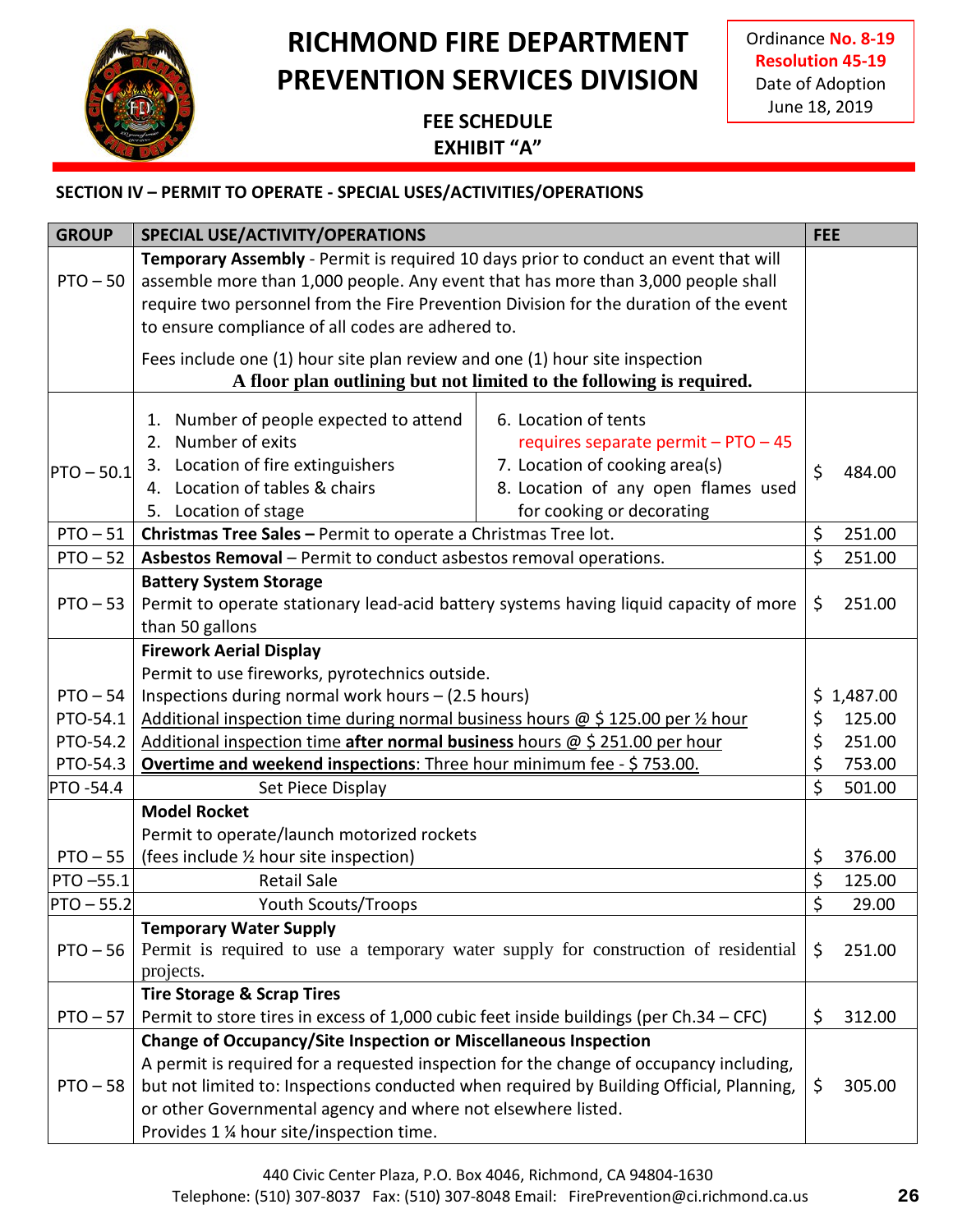# RICHMOND FIRE DEPARTMENT
# PREVENTION SERVICES DIVISION

**FEE SCHEDULE**
**EXHIBIT "A"**

Ordinance **No. 8-19**
**Resolution 45-19**
Date of Adoption
June 18, 2019

## SECTION IV – PERMIT TO OPERATE - SPECIAL USES/ACTIVITIES/OPERATIONS

| GROUP | SPECIAL USE/ACTIVITY/OPERATIONS | FEE |
|---|---|---|
| PTO – 50 | **Temporary Assembly** - Permit is required 10 days prior to conduct an event that will assemble more than 1,000 people. Any event that has more than 3,000 people shall require two personnel from the Fire Prevention Division for the duration of the event to ensure compliance of all codes are adhered to.<br><br>Fees include one (1) hour site plan review and one (1) hour site inspection<br>**A floor plan outlining but not limited to the following is required.** | |
| PTO – 50.1 | 1. Number of people expected to attend<br>2. Number of exits<br>3. Location of fire extinguishers<br>4. Location of tables & chairs<br>5. Location of stage<br>6. Location of tents requires separate permit – PTO – 45<br>7. Location of cooking area(s)<br>8. Location of any open flames used for cooking or decorating | $ 484.00 |
| PTO – 51 | **Christmas Tree Sales –** Permit to operate a Christmas Tree lot. | $ 251.00 |
| PTO – 52 | **Asbestos Removal** – Permit to conduct asbestos removal operations. | $ 251.00 |
| PTO – 53 | **Battery System Storage**<br>Permit to operate stationary lead-acid battery systems having liquid capacity of more than 50 gallons | $ 251.00 |
| PTO – 54 | **Firework Aerial Display**<br>Permit to use fireworks, pyrotechnics outside.<br>Inspections during normal work hours – (2.5 hours) | $ 1,487.00 |
| PTO-54.1 | Additional inspection time during normal business hours @ $ 125.00 per ½ hour | $ 125.00 |
| PTO-54.2 | Additional inspection time **after normal business** hours @ $ 251.00 per hour | $ 251.00 |
| PTO-54.3 | **Overtime and weekend inspections**: Three hour minimum fee - $ 753.00. | $ 753.00 |
| PTO -54.4 | Set Piece Display | $ 501.00 |
| PTO – 55 | **Model Rocket**<br>Permit to operate/launch motorized rockets<br>(fees include ½ hour site inspection) | $ 376.00 |
| PTO –55.1 | Retail Sale | $ 125.00 |
| PTO – 55.2 | Youth Scouts/Troops | $ 29.00 |
| PTO – 56 | **Temporary Water Supply**<br>Permit is required to use a temporary water supply for construction of residential projects. | $ 251.00 |
| PTO – 57 | **Tire Storage & Scrap Tires**<br>Permit to store tires in excess of 1,000 cubic feet inside buildings (per Ch.34 – CFC) | $ 312.00 |
| PTO – 58 | **Change of Occupancy/Site Inspection or Miscellaneous Inspection**<br>A permit is required for a requested inspection for the change of occupancy including, but not limited to: Inspections conducted when required by Building Official, Planning, or other Governmental agency and where not elsewhere listed.<br>Provides 1 ¼ hour site/inspection time. | $ 305.00 |

440 Civic Center Plaza, P.O. Box 4046, Richmond, CA 94804-1630
Telephone: (510) 307-8037 Fax: (510) 307-8048 Email: FirePrevention@ci.richmond.ca.us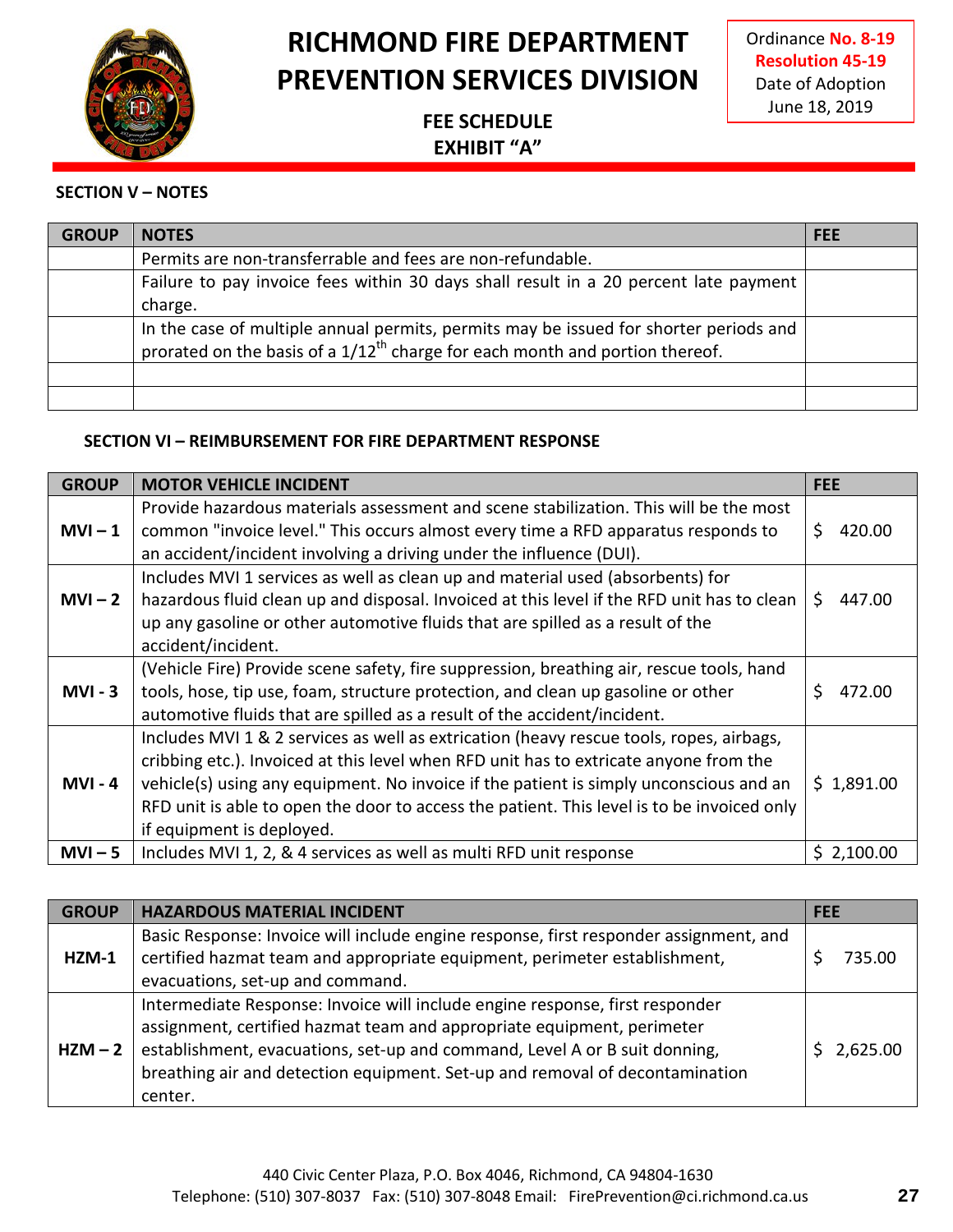# RICHMOND FIRE DEPARTMENT
# PREVENTION SERVICES DIVISION

**FEE SCHEDULE**
**EXHIBIT "A"**

Ordinance **No. 8-19**
**Resolution 45-19**
Date of Adoption
June 18, 2019

### SECTION V – NOTES

| GROUP | NOTES | FEE |
|---|---|---|
| | Permits are non-transferrable and fees are non-refundable. | |
| | Failure to pay invoice fees within 30 days shall result in a 20 percent late payment charge. | |
| | In the case of multiple annual permits, permits may be issued for shorter periods and prorated on the basis of a 1/12th charge for each month and portion thereof. | |
| | | |
| | | |

### SECTION VI – REIMBURSEMENT FOR FIRE DEPARTMENT RESPONSE

| GROUP | MOTOR VEHICLE INCIDENT | FEE |
|---|---|---|
| **MVI – 1** | Provide hazardous materials assessment and scene stabilization. This will be the most common "invoice level." This occurs almost every time a RFD apparatus responds to an accident/incident involving a driving under the influence (DUI). | $ 420.00 |
| **MVI – 2** | Includes MVI 1 services as well as clean up and material used (absorbents) for hazardous fluid clean up and disposal. Invoiced at this level if the RFD unit has to clean up any gasoline or other automotive fluids that are spilled as a result of the accident/incident. | $ 447.00 |
| **MVI - 3** | (Vehicle Fire) Provide scene safety, fire suppression, breathing air, rescue tools, hand tools, hose, tip use, foam, structure protection, and clean up gasoline or other automotive fluids that are spilled as a result of the accident/incident. | $ 472.00 |
| **MVI - 4** | Includes MVI 1 & 2 services as well as extrication (heavy rescue tools, ropes, airbags, cribbing etc.). Invoiced at this level when RFD unit has to extricate anyone from the vehicle(s) using any equipment. No invoice if the patient is simply unconscious and an RFD unit is able to open the door to access the patient. This level is to be invoiced only if equipment is deployed. | $ 1,891.00 |
| **MVI – 5** | Includes MVI 1, 2, & 4 services as well as multi RFD unit response | $ 2,100.00 |

| GROUP | HAZARDOUS MATERIAL INCIDENT | FEE |
|---|---|---|
| **HZM-1** | Basic Response: Invoice will include engine response, first responder assignment, and certified hazmat team and appropriate equipment, perimeter establishment, evacuations, set-up and command. | $ 735.00 |
| **HZM – 2** | Intermediate Response: Invoice will include engine response, first responder assignment, certified hazmat team and appropriate equipment, perimeter establishment, evacuations, set-up and command, Level A or B suit donning, breathing air and detection equipment. Set-up and removal of decontamination center. | $ 2,625.00 |

440 Civic Center Plaza, P.O. Box 4046, Richmond, CA 94804-1630
Telephone: (510) 307-8037 Fax: (510) 307-8048 Email: FirePrevention@ci.richmond.ca.us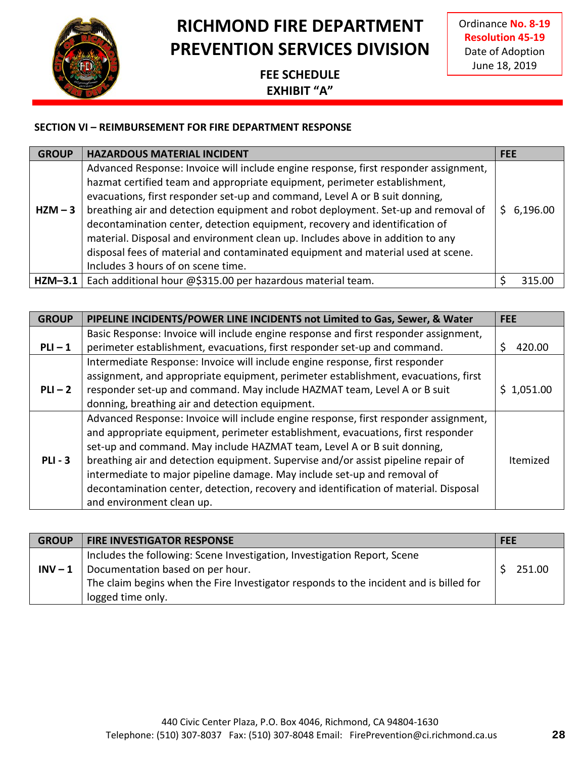# RICHMOND FIRE DEPARTMENT PREVENTION SERVICES DIVISION

**FEE SCHEDULE**
**EXHIBIT "A"**

Ordinance **No. 8-19**
**Resolution 45-19**
Date of Adoption
June 18, 2019

### SECTION VI – REIMBURSEMENT FOR FIRE DEPARTMENT RESPONSE

| GROUP | HAZARDOUS MATERIAL INCIDENT | FEE |
|---|---|---|
| **HZM – 3** | Advanced Response: Invoice will include engine response, first responder assignment, hazmat certified team and appropriate equipment, perimeter establishment, evacuations, first responder set-up and command, Level A or B suit donning, breathing air and detection equipment and robot deployment. Set-up and removal of decontamination center, detection equipment, recovery and identification of material. Disposal and environment clean up. Includes above in addition to any disposal fees of material and contaminated equipment and material used at scene. Includes 3 hours of on scene time. | $ 6,196.00 |
| **HZM–3.1** | Each additional hour @$315.00 per hazardous material team. | $ 315.00 |

| GROUP | PIPELINE INCIDENTS/POWER LINE INCIDENTS not Limited to Gas, Sewer, & Water | FEE |
|---|---|---|
| **PLI – 1** | Basic Response: Invoice will include engine response and first responder assignment, perimeter establishment, evacuations, first responder set-up and command. | $ 420.00 |
| **PLI – 2** | Intermediate Response: Invoice will include engine response, first responder assignment, and appropriate equipment, perimeter establishment, evacuations, first responder set-up and command. May include HAZMAT team, Level A or B suit donning, breathing air and detection equipment. | $ 1,051.00 |
| **PLI - 3** | Advanced Response: Invoice will include engine response, first responder assignment, and appropriate equipment, perimeter establishment, evacuations, first responder set-up and command. May include HAZMAT team, Level A or B suit donning, breathing air and detection equipment. Supervise and/or assist pipeline repair of intermediate to major pipeline damage. May include set-up and removal of decontamination center, detection, recovery and identification of material. Disposal and environment clean up. | Itemized |

| GROUP | FIRE INVESTIGATOR RESPONSE | FEE |
|---|---|---|
| **INV – 1** | Includes the following: Scene Investigation, Investigation Report, Scene Documentation based on per hour. The claim begins when the Fire Investigator responds to the incident and is billed for logged time only. | $ 251.00 |

440 Civic Center Plaza, P.O. Box 4046, Richmond, CA 94804-1630
Telephone: (510) 307-8037 Fax: (510) 307-8048 Email: FirePrevention@ci.richmond.ca.us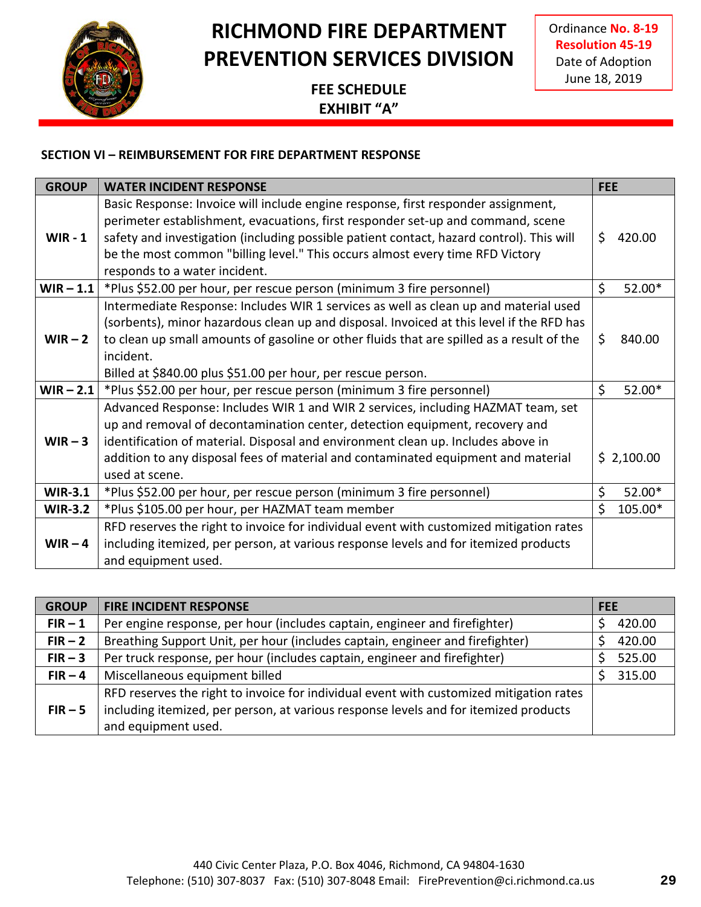# RICHMOND FIRE DEPARTMENT PREVENTION SERVICES DIVISION

**FEE SCHEDULE**
**EXHIBIT "A"**

Ordinance **No. 8-19**
**Resolution 45-19**
Date of Adoption
June 18, 2019

**SECTION VI – REIMBURSEMENT FOR FIRE DEPARTMENT RESPONSE**

| GROUP | WATER INCIDENT RESPONSE | FEE |
|---|---|---|
| **WIR - 1** | Basic Response: Invoice will include engine response, first responder assignment, perimeter establishment, evacuations, first responder set-up and command, scene safety and investigation (including possible patient contact, hazard control). This will be the most common "billing level." This occurs almost every time RFD Victory responds to a water incident. | $ 420.00 |
| **WIR – 1.1** | *Plus $52.00 per hour, per rescue person (minimum 3 fire personnel) | $ 52.00* |
| **WIR – 2** | Intermediate Response: Includes WIR 1 services as well as clean up and material used (sorbents), minor hazardous clean up and disposal. Invoiced at this level if the RFD has to clean up small amounts of gasoline or other fluids that are spilled as a result of the incident.<br>Billed at $840.00 plus $51.00 per hour, per rescue person. | $ 840.00 |
| **WIR – 2.1** | *Plus $52.00 per hour, per rescue person (minimum 3 fire personnel) | $ 52.00* |
| **WIR – 3** | Advanced Response: Includes WIR 1 and WIR 2 services, including HAZMAT team, set up and removal of decontamination center, detection equipment, recovery and identification of material. Disposal and environment clean up. Includes above in addition to any disposal fees of material and contaminated equipment and material used at scene. | $ 2,100.00 |
| **WIR-3.1** | *Plus $52.00 per hour, per rescue person (minimum 3 fire personnel) | $ 52.00* |
| **WIR-3.2** | *Plus $105.00 per hour, per HAZMAT team member | $ 105.00* |
| **WIR – 4** | RFD reserves the right to invoice for individual event with customized mitigation rates including itemized, per person, at various response levels and for itemized products and equipment used. | |

| GROUP | FIRE INCIDENT RESPONSE | FEE |
|---|---|---|
| **FIR – 1** | Per engine response, per hour (includes captain, engineer and firefighter) | $ 420.00 |
| **FIR – 2** | Breathing Support Unit, per hour (includes captain, engineer and firefighter) | $ 420.00 |
| **FIR – 3** | Per truck response, per hour (includes captain, engineer and firefighter) | $ 525.00 |
| **FIR – 4** | Miscellaneous equipment billed | $ 315.00 |
| **FIR – 5** | RFD reserves the right to invoice for individual event with customized mitigation rates including itemized, per person, at various response levels and for itemized products and equipment used. | |

440 Civic Center Plaza, P.O. Box 4046, Richmond, CA 94804-1630
Telephone: (510) 307-8037 Fax: (510) 307-8048 Email: FirePrevention@ci.richmond.ca.us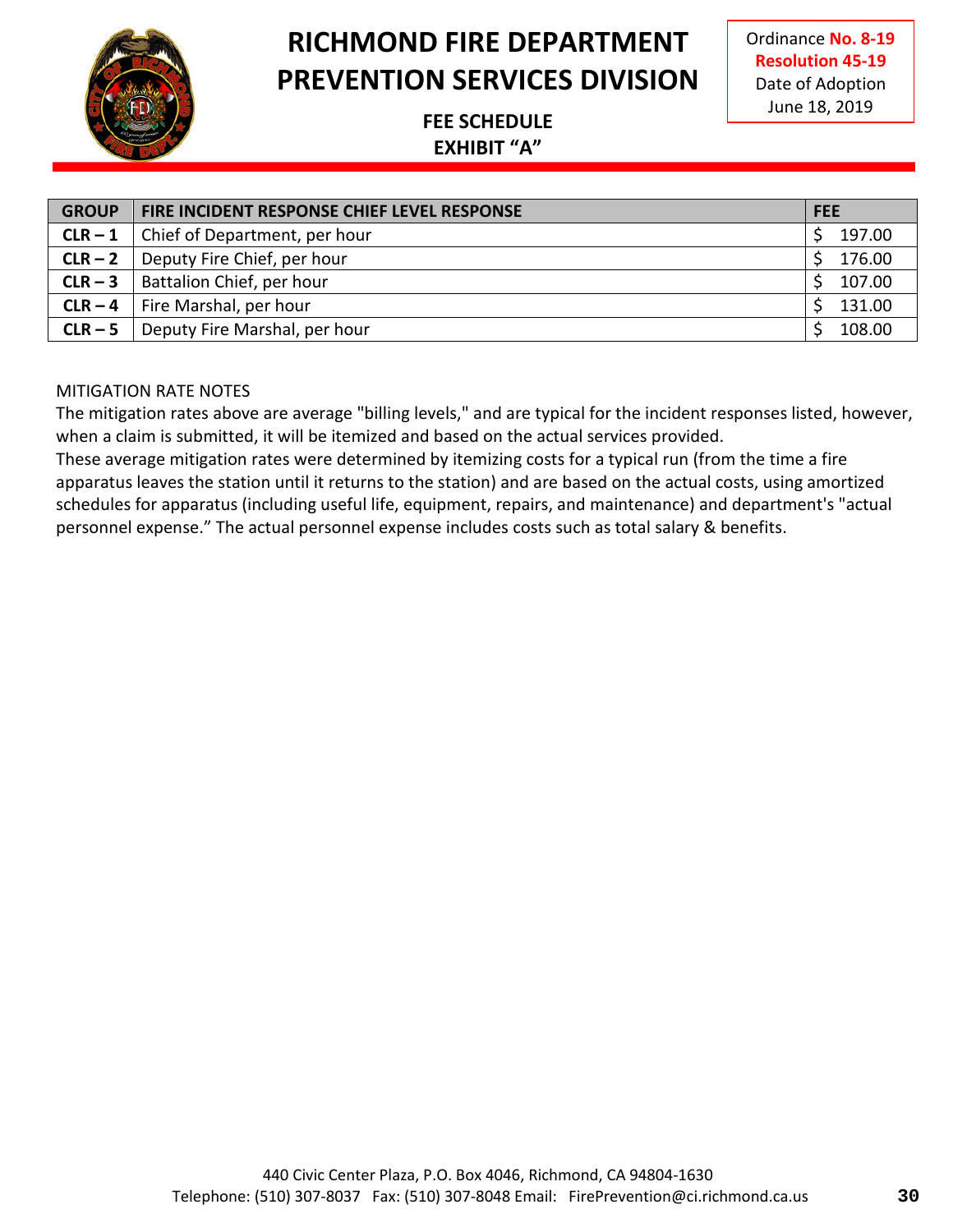# RICHMOND FIRE DEPARTMENT PREVENTION SERVICES DIVISION

**FEE SCHEDULE**
**EXHIBIT "A"**

Ordinance **No. 8-19**
**Resolution 45-19**
Date of Adoption
June 18, 2019

| GROUP | FIRE INCIDENT RESPONSE CHIEF LEVEL RESPONSE | FEE |
|---|---|---|
| **CLR – 1** | Chief of Department, per hour | $ 197.00 |
| **CLR – 2** | Deputy Fire Chief, per hour | $ 176.00 |
| **CLR – 3** | Battalion Chief, per hour | $ 107.00 |
| **CLR – 4** | Fire Marshal, per hour | $ 131.00 |
| **CLR – 5** | Deputy Fire Marshal, per hour | $ 108.00 |

MITIGATION RATE NOTES

The mitigation rates above are average "billing levels," and are typical for the incident responses listed, however, when a claim is submitted, it will be itemized and based on the actual services provided.

These average mitigation rates were determined by itemizing costs for a typical run (from the time a fire apparatus leaves the station until it returns to the station) and are based on the actual costs, using amortized schedules for apparatus (including useful life, equipment, repairs, and maintenance) and department's "actual personnel expense." The actual personnel expense includes costs such as total salary & benefits.

440 Civic Center Plaza, P.O. Box 4046, Richmond, CA 94804-1630
Telephone: (510) 307-8037 Fax: (510) 307-8048 Email: FirePrevention@ci.richmond.ca.us